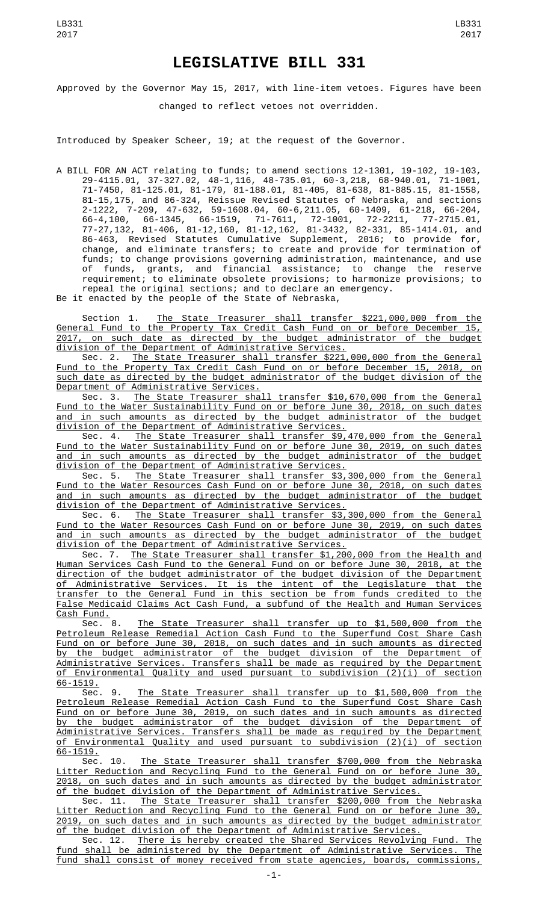# LEGISLATIVE BILL 331

Approved by the Governor May 15, 2017, with line-item vetoes. Figures have been changed to reflect vetoes not overridden.

Introduced by Speaker Scheer, 19; at the request of the Governor.

A BILL FOR AN ACT relating to funds; to amend sections 12-1301, 19-102, 19-103, 29-4115.01, 37-327.02, 48-1,116, 48-735.01, 60-3,218, 68-940.01, 71-1001, 71-7450, 81-125.01, 81-179, 81-188.01, 81-405, 81-638, 81-885.15, 81-1558, 81-15,175, and 86-324, Reissue Revised Statutes of Nebraska, and sections 2-1222, 7-209, 47-632, 59-1608.04, 60-6,211.05, 60-1409, 61-218, 66-204, 66-4,100, 66-1345, 66-1519, 71-7611, 72-1001, 72-2211, 77-2715.01, 77-27,132, 81-406, 81-12,160, 81-12,162, 81-3432, 82-331, 85-1414.01, and 86-463, Revised Statutes Cumulative Supplement, 2016; to provide for, change, and eliminate transfers; to create and provide for termination of funds; to change provisions governing administration, maintenance, and use of funds, grants, and financial assistance; to change the reserve requirement; to eliminate obsolete provisions; to harmonize provisions; to repeal the original sections; and to declare an emergency.

Be it enacted by the people of the State of Nebraska,

Section 1. The State Treasurer shall transfer $221,000,000 from the General Fund to the Property Tax Credit Cash Fund on or before December 15, 2017, on such date as directed by the budget administrator of the budget division of the Department of Administrative Services.

Sec. 2. The State Treasurer shall transfer $221,000,000 from the General Fund to the Property Tax Credit Cash Fund on or before December 15, 2018, on such date as directed by the budget administrator of the budget division of the Department of Administrative Services.

Sec. 3. The State Treasurer shall transfer $10,670,000 from the General Fund to the Water Sustainability Fund on or before June 30, 2018, on such dates and in such amounts as directed by the budget administrator of the budget division of the Department of Administrative Services.

Sec. 4. The State Treasurer shall transfer $9,470,000 from the General Fund to the Water Sustainability Fund on or before June 30, 2019, on such dates and in such amounts as directed by the budget administrator of the budget division of the Department of Administrative Services.

Sec. 5. The State Treasurer shall transfer $3,300,000 from the General Fund to the Water Resources Cash Fund on or before June 30, 2018, on such dates and in such amounts as directed by the budget administrator of the budget division of the Department of Administrative Services.

Sec. 6. The State Treasurer shall transfer $3,300,000 from the General Fund to the Water Resources Cash Fund on or before June 30, 2019, on such dates and in such amounts as directed by the budget administrator of the budget division of the Department of Administrative Services.

Sec. 7. The State Treasurer shall transfer $1,200,000 from the Health and Human Services Cash Fund to the General Fund on or before June 30, 2018, at the direction of the budget administrator of the budget division of the Department of Administrative Services. It is the intent of the Legislature that the transfer to the General Fund in this section be from funds credited to the False Medicaid Claims Act Cash Fund, a subfund of the Health and Human Services Cash Fund.

Sec. 8. The State Treasurer shall transfer up to $1,500,000 from the Petroleum Release Remedial Action Cash Fund to the Superfund Cost Share Cash Fund on or before June 30, 2018, on such dates and in such amounts as directed by the budget administrator of the budget division of the Department of Administrative Services. Transfers shall be made as required by the Department of Environmental Quality and used pursuant to subdivision (2)(i) of section 66-1519.

Sec. 9. The State Treasurer shall transfer up to $1,500,000 from the Petroleum Release Remedial Action Cash Fund to the Superfund Cost Share Cash Fund on or before June 30, 2019, on such dates and in such amounts as directed by the budget administrator of the budget division of the Department of Administrative Services. Transfers shall be made as required by the Department of Environmental Quality and used pursuant to subdivision (2)(i) of section 66-1519.

Sec. 10. The State Treasurer shall transfer $700,000 from the Nebraska Litter Reduction and Recycling Fund to the General Fund on or before June 30, 2018, on such dates and in such amounts as directed by the budget administrator of the budget division of the Department of Administrative Services.

Sec. 11. The State Treasurer shall transfer $200,000 from the Nebraska Litter Reduction and Recycling Fund to the General Fund on or before June 30, 2019, on such dates and in such amounts as directed by the budget administrator of the budget division of the Department of Administrative Services.

Sec. 12. There is hereby created the Shared Services Revolving Fund. The fund shall be administered by the Department of Administrative Services. The fund shall consist of money received from state agencies, boards, commissions,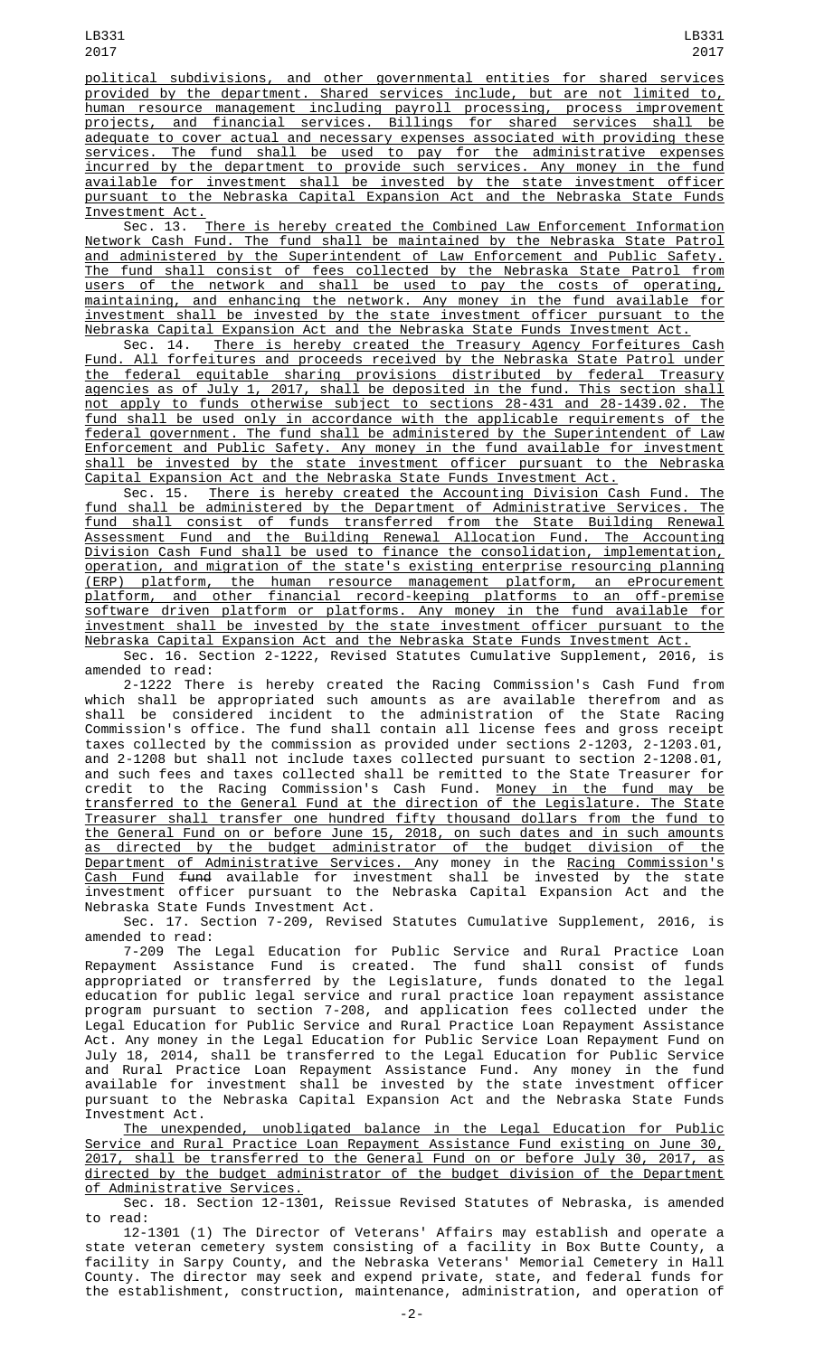political subdivisions, and other governmental entities for shared services provided by the department. Shared services include, but are not limited to, human resource management including payroll processing, process improvement projects, and financial services. Billings for shared services shall be adequate to cover actual and necessary expenses associated with providing these services. The fund shall be used to pay for the administrative expenses incurred by the department to provide such services. Any money in the fund available for investment shall be invested by the state investment officer pursuant to the Nebraska Capital Expansion Act and the Nebraska State Funds Investment Act.

Sec. 13. There is hereby created the Combined Law Enforcement Information Network Cash Fund. The fund shall be maintained by the Nebraska State Patrol and administered by the Superintendent of Law Enforcement and Public Safety. The fund shall consist of fees collected by the Nebraska State Patrol from users of the network and shall be used to pay the costs of operating, maintaining, and enhancing the network. Any money in the fund available for investment shall be invested by the state investment officer pursuant to the Nebraska Capital Expansion Act and the Nebraska State Funds Investment Act.

Sec. 14. There is hereby created the Treasury Agency Forfeitures Cash Fund. All forfeitures and proceeds received by the Nebraska State Patrol under the federal equitable sharing provisions distributed by federal Treasury agencies as of July 1, 2017, shall be deposited in the fund. This section shall not apply to funds otherwise subject to sections 28-431 and 28-1439.02. The fund shall be used only in accordance with the applicable requirements of the federal government. The fund shall be administered by the Superintendent of Law Enforcement and Public Safety. Any money in the fund available for investment shall be invested by the state investment officer pursuant to the Nebraska Capital Expansion Act and the Nebraska State Funds Investment Act.

Sec. 15. There is hereby created the Accounting Division Cash Fund. The fund shall be administered by the Department of Administrative Services. The fund shall consist of funds transferred from the State Building Renewal Assessment Fund and the Building Renewal Allocation Fund. The Accounting Division Cash Fund shall be used to finance the consolidation, implementation, operation, and migration of the state's existing enterprise resourcing planning (ERP) platform, the human resource management platform, an eProcurement platform, and other financial record-keeping platforms to an off-premise software driven platform or platforms. Any money in the fund available for investment shall be invested by the state investment officer pursuant to the Nebraska Capital Expansion Act and the Nebraska State Funds Investment Act.

Sec. 16. Section 2-1222, Revised Statutes Cumulative Supplement, 2016, is amended to read:

2-1222 There is hereby created the Racing Commission's Cash Fund from which shall be appropriated such amounts as are available therefrom and as shall be considered incident to the administration of the State Racing Commission's office. The fund shall contain all license fees and gross receipt taxes collected by the commission as provided under sections 2-1203, 2-1203.01, and 2-1208 but shall not include taxes collected pursuant to section 2-1208.01, and such fees and taxes collected shall be remitted to the State Treasurer for credit to the Racing Commission's Cash Fund. Money in the fund may be transferred to the General Fund at the direction of the Legislature. The State Treasurer shall transfer one hundred fifty thousand dollars from the fund to the General Fund on or before June 15, 2018, on such dates and in such amounts as directed by the budget administrator of the budget division of the Department of Administrative Services. Any money in the Racing Commission's Cash Fund ~~fund~~ available for investment shall be invested by the state investment officer pursuant to the Nebraska Capital Expansion Act and the Nebraska State Funds Investment Act.

Sec. 17. Section 7-209, Revised Statutes Cumulative Supplement, 2016, is amended to read:

7-209 The Legal Education for Public Service and Rural Practice Loan Repayment Assistance Fund is created. The fund shall consist of funds appropriated or transferred by the Legislature, funds donated to the legal education for public legal service and rural practice loan repayment assistance program pursuant to section 7-208, and application fees collected under the Legal Education for Public Service and Rural Practice Loan Repayment Assistance Act. Any money in the Legal Education for Public Service Loan Repayment Fund on July 18, 2014, shall be transferred to the Legal Education for Public Service and Rural Practice Loan Repayment Assistance Fund. Any money in the fund available for investment shall be invested by the state investment officer pursuant to the Nebraska Capital Expansion Act and the Nebraska State Funds Investment Act.

The unexpended, unobligated balance in the Legal Education for Public Service and Rural Practice Loan Repayment Assistance Fund existing on June 30, 2017, shall be transferred to the General Fund on or before July 30, 2017, as directed by the budget administrator of the budget division of the Department of Administrative Services.

Sec. 18. Section 12-1301, Reissue Revised Statutes of Nebraska, is amended to read:

12-1301 (1) The Director of Veterans' Affairs may establish and operate a state veteran cemetery system consisting of a facility in Box Butte County, a facility in Sarpy County, and the Nebraska Veterans' Memorial Cemetery in Hall County. The director may seek and expend private, state, and federal funds for the establishment, construction, maintenance, administration, and operation of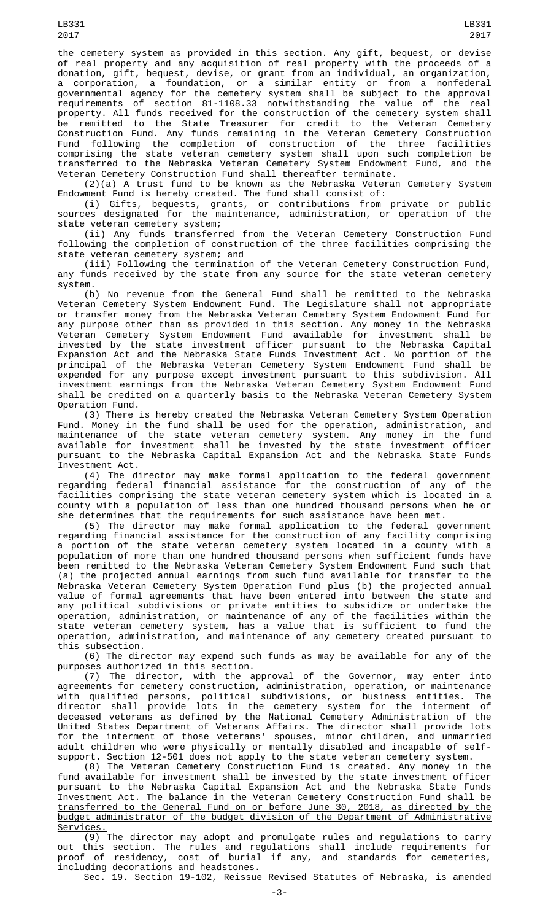the cemetery system as provided in this section. Any gift, bequest, or devise of real property and any acquisition of real property with the proceeds of a donation, gift, bequest, devise, or grant from an individual, an organization, a corporation, a foundation, or a similar entity or from a nonfederal governmental agency for the cemetery system shall be subject to the approval requirements of section 81-1108.33 notwithstanding the value of the real property. All funds received for the construction of the cemetery system shall be remitted to the State Treasurer for credit to the Veteran Cemetery Construction Fund. Any funds remaining in the Veteran Cemetery Construction Fund following the completion of construction of the three facilities comprising the state veteran cemetery system shall upon such completion be transferred to the Nebraska Veteran Cemetery System Endowment Fund, and the Veteran Cemetery Construction Fund shall thereafter terminate.

(2)(a) A trust fund to be known as the Nebraska Veteran Cemetery System Endowment Fund is hereby created. The fund shall consist of:

(i) Gifts, bequests, grants, or contributions from private or public sources designated for the maintenance, administration, or operation of the state veteran cemetery system;

(ii) Any funds transferred from the Veteran Cemetery Construction Fund following the completion of construction of the three facilities comprising the state veteran cemetery system; and

(iii) Following the termination of the Veteran Cemetery Construction Fund, any funds received by the state from any source for the state veteran cemetery system.

(b) No revenue from the General Fund shall be remitted to the Nebraska Veteran Cemetery System Endowment Fund. The Legislature shall not appropriate or transfer money from the Nebraska Veteran Cemetery System Endowment Fund for any purpose other than as provided in this section. Any money in the Nebraska Veteran Cemetery System Endowment Fund available for investment shall be invested by the state investment officer pursuant to the Nebraska Capital Expansion Act and the Nebraska State Funds Investment Act. No portion of the principal of the Nebraska Veteran Cemetery System Endowment Fund shall be expended for any purpose except investment pursuant to this subdivision. All investment earnings from the Nebraska Veteran Cemetery System Endowment Fund shall be credited on a quarterly basis to the Nebraska Veteran Cemetery System Operation Fund.

(3) There is hereby created the Nebraska Veteran Cemetery System Operation Fund. Money in the fund shall be used for the operation, administration, and maintenance of the state veteran cemetery system. Any money in the fund available for investment shall be invested by the state investment officer pursuant to the Nebraska Capital Expansion Act and the Nebraska State Funds Investment Act.

(4) The director may make formal application to the federal government regarding federal financial assistance for the construction of any of the facilities comprising the state veteran cemetery system which is located in a county with a population of less than one hundred thousand persons when he or she determines that the requirements for such assistance have been met.

(5) The director may make formal application to the federal government regarding financial assistance for the construction of any facility comprising a portion of the state veteran cemetery system located in a county with a population of more than one hundred thousand persons when sufficient funds have been remitted to the Nebraska Veteran Cemetery System Endowment Fund such that (a) the projected annual earnings from such fund available for transfer to the Nebraska Veteran Cemetery System Operation Fund plus (b) the projected annual value of formal agreements that have been entered into between the state and any political subdivisions or private entities to subsidize or undertake the operation, administration, or maintenance of any of the facilities within the state veteran cemetery system, has a value that is sufficient to fund the operation, administration, and maintenance of any cemetery created pursuant to this subsection.

(6) The director may expend such funds as may be available for any of the purposes authorized in this section.

(7) The director, with the approval of the Governor, may enter into agreements for cemetery construction, administration, operation, or maintenance with qualified persons, political subdivisions, or business entities. The director shall provide lots in the cemetery system for the interment of deceased veterans as defined by the National Cemetery Administration of the United States Department of Veterans Affairs. The director shall provide lots for the interment of those veterans' spouses, minor children, and unmarried adult children who were physically or mentally disabled and incapable of self-support. Section 12-501 does not apply to the state veteran cemetery system.

(8) The Veteran Cemetery Construction Fund is created. Any money in the fund available for investment shall be invested by the state investment officer pursuant to the Nebraska Capital Expansion Act and the Nebraska State Funds Investment Act. <u>The balance in the Veteran Cemetery Construction Fund shall be transferred to the General Fund on or before June 30, 2018, as directed by the budget administrator of the budget division of the Department of Administrative Services.</u>

(9) The director may adopt and promulgate rules and regulations to carry out this section. The rules and regulations shall include requirements for proof of residency, cost of burial if any, and standards for cemeteries, including decorations and headstones.

Sec. 19. Section 19-102, Reissue Revised Statutes of Nebraska, is amended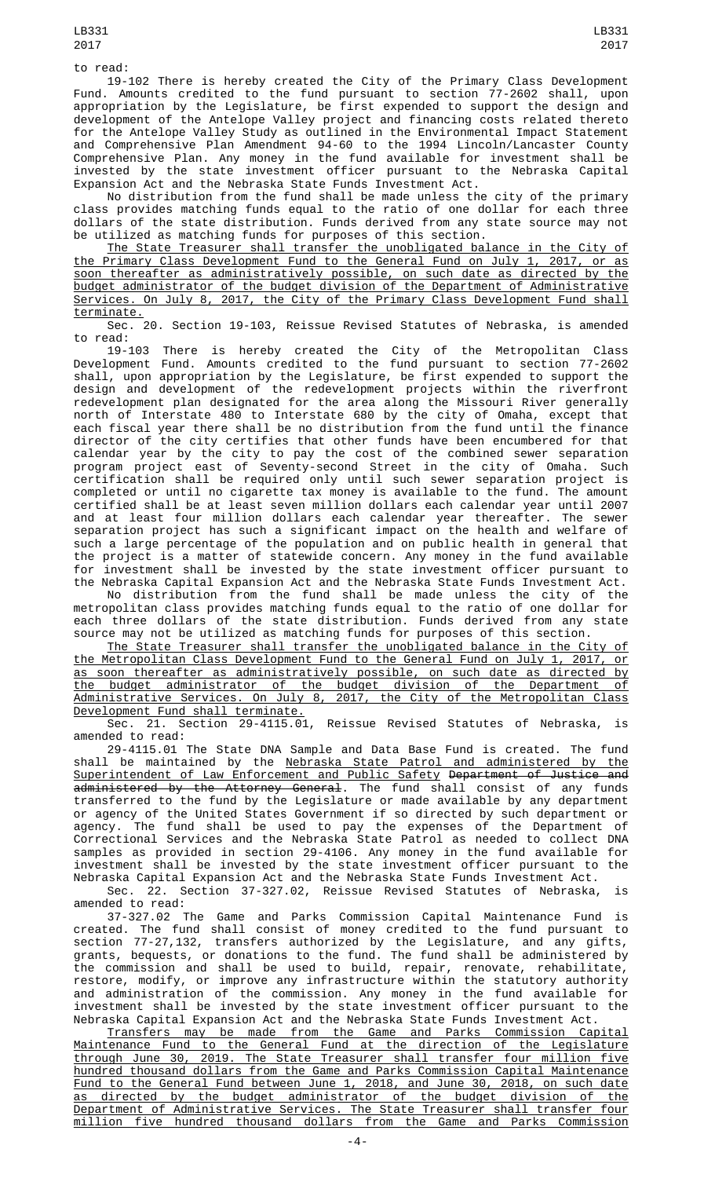to read:

19-102 There is hereby created the City of the Primary Class Development Fund. Amounts credited to the fund pursuant to section 77-2602 shall, upon appropriation by the Legislature, be first expended to support the design and development of the Antelope Valley project and financing costs related thereto for the Antelope Valley Study as outlined in the Environmental Impact Statement and Comprehensive Plan Amendment 94-60 to the 1994 Lincoln/Lancaster County Comprehensive Plan. Any money in the fund available for investment shall be invested by the state investment officer pursuant to the Nebraska Capital Expansion Act and the Nebraska State Funds Investment Act.

No distribution from the fund shall be made unless the city of the primary class provides matching funds equal to the ratio of one dollar for each three dollars of the state distribution. Funds derived from any state source may not be utilized as matching funds for purposes of this section.

The State Treasurer shall transfer the unobligated balance in the City of the Primary Class Development Fund to the General Fund on July 1, 2017, or as soon thereafter as administratively possible, on such date as directed by the budget administrator of the budget division of the Department of Administrative Services. On July 8, 2017, the City of the Primary Class Development Fund shall terminate.

Sec. 20. Section 19-103, Reissue Revised Statutes of Nebraska, is amended to read:

19-103 There is hereby created the City of the Metropolitan Class Development Fund. Amounts credited to the fund pursuant to section 77-2602 shall, upon appropriation by the Legislature, be first expended to support the design and development of the redevelopment projects within the riverfront redevelopment plan designated for the area along the Missouri River generally north of Interstate 480 to Interstate 680 by the city of Omaha, except that each fiscal year there shall be no distribution from the fund until the finance director of the city certifies that other funds have been encumbered for that calendar year by the city to pay the cost of the combined sewer separation program project east of Seventy-second Street in the city of Omaha. Such certification shall be required only until such sewer separation project is completed or until no cigarette tax money is available to the fund. The amount certified shall be at least seven million dollars each calendar year until 2007 and at least four million dollars each calendar year thereafter. The sewer separation project has such a significant impact on the health and welfare of such a large percentage of the population and on public health in general that the project is a matter of statewide concern. Any money in the fund available for investment shall be invested by the state investment officer pursuant to the Nebraska Capital Expansion Act and the Nebraska State Funds Investment Act.

No distribution from the fund shall be made unless the city of the metropolitan class provides matching funds equal to the ratio of one dollar for each three dollars of the state distribution. Funds derived from any state source may not be utilized as matching funds for purposes of this section.

The State Treasurer shall transfer the unobligated balance in the City of the Metropolitan Class Development Fund to the General Fund on July 1, 2017, or as soon thereafter as administratively possible, on such date as directed by the budget administrator of the budget division of the Department of Administrative Services. On July 8, 2017, the City of the Metropolitan Class Development Fund shall terminate.

Sec. 21. Section 29-4115.01, Reissue Revised Statutes of Nebraska, is amended to read:

29-4115.01 The State DNA Sample and Data Base Fund is created. The fund shall be maintained by the Nebraska State Patrol and administered by the Superintendent of Law Enforcement and Public Safety ~~Department of Justice and administered by the Attorney General~~. The fund shall consist of any funds transferred to the fund by the Legislature or made available by any department or agency of the United States Government if so directed by such department or agency. The fund shall be used to pay the expenses of the Department of Correctional Services and the Nebraska State Patrol as needed to collect DNA samples as provided in section 29-4106. Any money in the fund available for investment shall be invested by the state investment officer pursuant to the Nebraska Capital Expansion Act and the Nebraska State Funds Investment Act.

Sec. 22. Section 37-327.02, Reissue Revised Statutes of Nebraska, is amended to read:

37-327.02 The Game and Parks Commission Capital Maintenance Fund is created. The fund shall consist of money credited to the fund pursuant to section 77-27,132, transfers authorized by the Legislature, and any gifts, bequests, grants, or donations to the fund. The fund shall be administered by the commission and shall be used to build, repair, renovate, rehabilitate, restore, modify, or improve any infrastructure within the statutory authority and administration of the commission. Any money in the fund available for investment shall be invested by the state investment officer pursuant to the Nebraska Capital Expansion Act and the Nebraska State Funds Investment Act.

Transfers may be made from the Game and Parks Commission Capital Maintenance Fund to the General Fund at the direction of the Legislature through June 30, 2019. The State Treasurer shall transfer four million five hundred thousand dollars from the Game and Parks Commission Capital Maintenance Fund to the General Fund between June 1, 2018, and June 30, 2018, on such date as directed by the budget administrator of the budget division of the Department of Administrative Services. The State Treasurer shall transfer four million five hundred thousand dollars from the Game and Parks Commission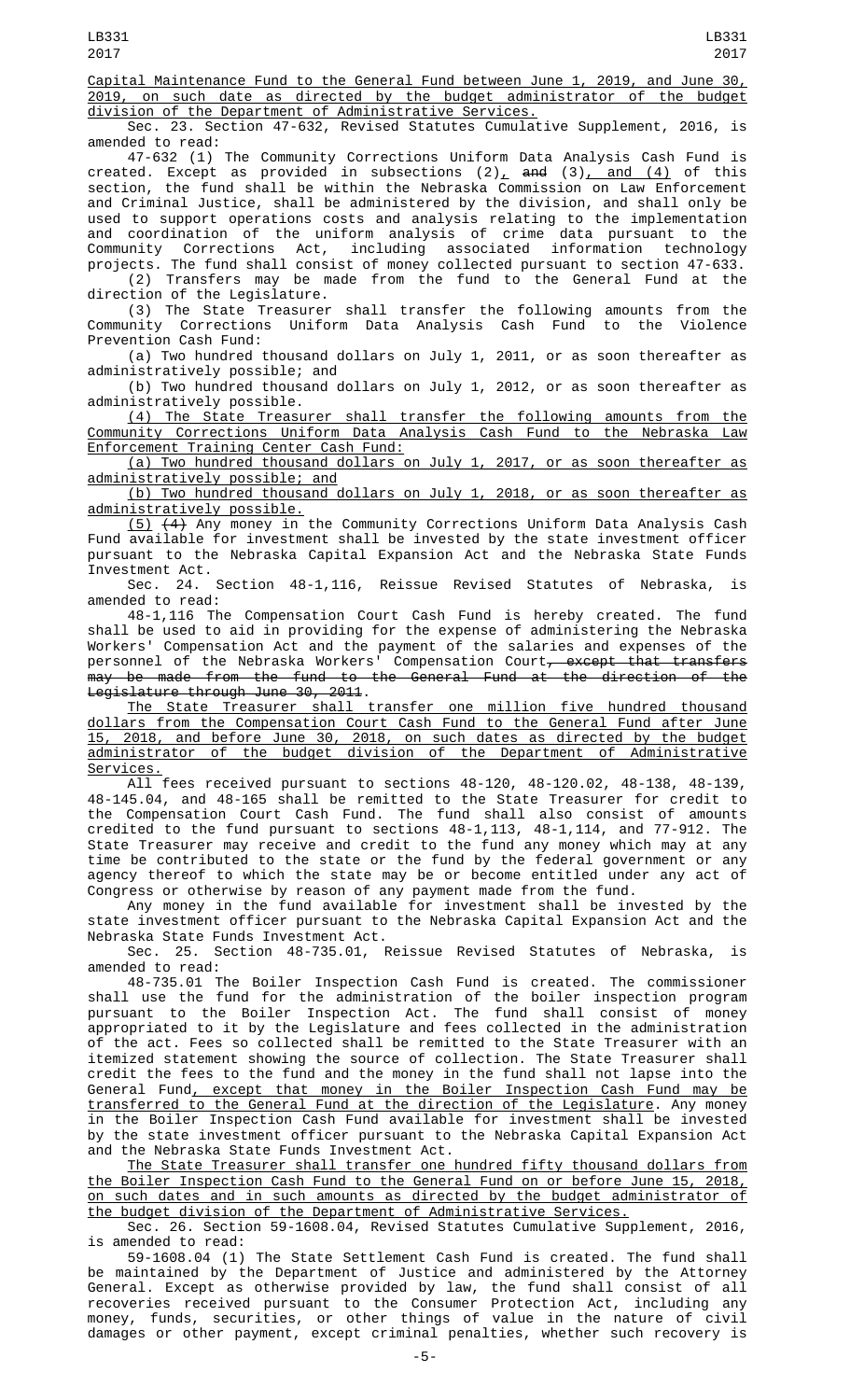Capital Maintenance Fund to the General Fund between June 1, 2019, and June 30, 2019, on such date as directed by the budget administrator of the budget division of the Department of Administrative Services.

Sec. 23. Section 47-632, Revised Statutes Cumulative Supplement, 2016, is amended to read:

47-632 (1) The Community Corrections Uniform Data Analysis Cash Fund is created. Except as provided in subsections (2), ~~and~~ (3), and (4) of this section, the fund shall be within the Nebraska Commission on Law Enforcement and Criminal Justice, shall be administered by the division, and shall only be used to support operations costs and analysis relating to the implementation and coordination of the uniform analysis of crime data pursuant to the Community Corrections Act, including associated information technology projects. The fund shall consist of money collected pursuant to section 47-633.

(2) Transfers may be made from the fund to the General Fund at the direction of the Legislature.

(3) The State Treasurer shall transfer the following amounts from the Community Corrections Uniform Data Analysis Cash Fund to the Violence Prevention Cash Fund:

(a) Two hundred thousand dollars on July 1, 2011, or as soon thereafter as administratively possible; and

(b) Two hundred thousand dollars on July 1, 2012, or as soon thereafter as administratively possible.

(4) The State Treasurer shall transfer the following amounts from the Community Corrections Uniform Data Analysis Cash Fund to the Nebraska Law Enforcement Training Center Cash Fund:

(a) Two hundred thousand dollars on July 1, 2017, or as soon thereafter as administratively possible; and

(b) Two hundred thousand dollars on July 1, 2018, or as soon thereafter as administratively possible.

(5) ~~(4)~~ Any money in the Community Corrections Uniform Data Analysis Cash Fund available for investment shall be invested by the state investment officer pursuant to the Nebraska Capital Expansion Act and the Nebraska State Funds Investment Act.

Sec. 24. Section 48-1,116, Reissue Revised Statutes of Nebraska, is amended to read:

48-1,116 The Compensation Court Cash Fund is hereby created. The fund shall be used to aid in providing for the expense of administering the Nebraska Workers' Compensation Act and the payment of the salaries and expenses of the personnel of the Nebraska Workers' Compensation Court~~, except that transfers may be made from the fund to the General Fund at the direction of the Legislature through June 30, 2011~~.

The State Treasurer shall transfer one million five hundred thousand dollars from the Compensation Court Cash Fund to the General Fund after June 15, 2018, and before June 30, 2018, on such dates as directed by the budget administrator of the budget division of the Department of Administrative Services.

All fees received pursuant to sections 48-120, 48-120.02, 48-138, 48-139, 48-145.04, and 48-165 shall be remitted to the State Treasurer for credit to the Compensation Court Cash Fund. The fund shall also consist of amounts credited to the fund pursuant to sections 48-1,113, 48-1,114, and 77-912. The State Treasurer may receive and credit to the fund any money which may at any time be contributed to the state or the fund by the federal government or any agency thereof to which the state may be or become entitled under any act of Congress or otherwise by reason of any payment made from the fund.

Any money in the fund available for investment shall be invested by the state investment officer pursuant to the Nebraska Capital Expansion Act and the Nebraska State Funds Investment Act.

Sec. 25. Section 48-735.01, Reissue Revised Statutes of Nebraska, is amended to read:

48-735.01 The Boiler Inspection Cash Fund is created. The commissioner shall use the fund for the administration of the boiler inspection program pursuant to the Boiler Inspection Act. The fund shall consist of money appropriated to it by the Legislature and fees collected in the administration of the act. Fees so collected shall be remitted to the State Treasurer with an itemized statement showing the source of collection. The State Treasurer shall credit the fees to the fund and the money in the fund shall not lapse into the General Fund, except that money in the Boiler Inspection Cash Fund may be transferred to the General Fund at the direction of the Legislature. Any money in the Boiler Inspection Cash Fund available for investment shall be invested by the state investment officer pursuant to the Nebraska Capital Expansion Act and the Nebraska State Funds Investment Act.

The State Treasurer shall transfer one hundred fifty thousand dollars from the Boiler Inspection Cash Fund to the General Fund on or before June 15, 2018, on such dates and in such amounts as directed by the budget administrator of the budget division of the Department of Administrative Services.

Sec. 26. Section 59-1608.04, Revised Statutes Cumulative Supplement, 2016, is amended to read:

59-1608.04 (1) The State Settlement Cash Fund is created. The fund shall be maintained by the Department of Justice and administered by the Attorney General. Except as otherwise provided by law, the fund shall consist of all recoveries received pursuant to the Consumer Protection Act, including any money, funds, securities, or other things of value in the nature of civil damages or other payment, except criminal penalties, whether such recovery is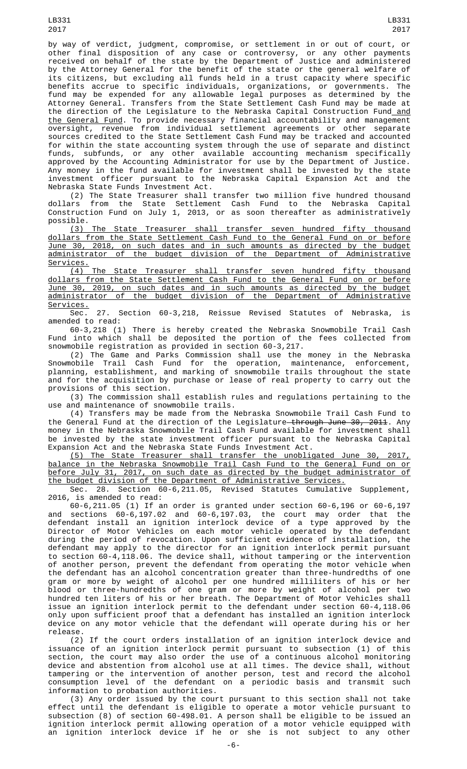by way of verdict, judgment, compromise, or settlement in or out of court, or other final disposition of any case or controversy, or any other payments received on behalf of the state by the Department of Justice and administered by the Attorney General for the benefit of the state or the general welfare of its citizens, but excluding all funds held in a trust capacity where specific benefits accrue to specific individuals, organizations, or governments. The fund may be expended for any allowable legal purposes as determined by the Attorney General. Transfers from the State Settlement Cash Fund may be made at the direction of the Legislature to the Nebraska Capital Construction Fund and the General Fund. To provide necessary financial accountability and management oversight, revenue from individual settlement agreements or other separate sources credited to the State Settlement Cash Fund may be tracked and accounted for within the state accounting system through the use of separate and distinct funds, subfunds, or any other available accounting mechanism specifically approved by the Accounting Administrator for use by the Department of Justice. Any money in the fund available for investment shall be invested by the state investment officer pursuant to the Nebraska Capital Expansion Act and the Nebraska State Funds Investment Act.

(2) The State Treasurer shall transfer two million five hundred thousand dollars from the State Settlement Cash Fund to the Nebraska Capital Construction Fund on July 1, 2013, or as soon thereafter as administratively possible.

(3) The State Treasurer shall transfer seven hundred fifty thousand dollars from the State Settlement Cash Fund to the General Fund on or before June 30, 2018, on such dates and in such amounts as directed by the budget administrator of the budget division of the Department of Administrative Services.

(4) The State Treasurer shall transfer seven hundred fifty thousand dollars from the State Settlement Cash Fund to the General Fund on or before June 30, 2019, on such dates and in such amounts as directed by the budget administrator of the budget division of the Department of Administrative Services.

Sec. 27. Section 60-3,218, Reissue Revised Statutes of Nebraska, is amended to read:

60-3,218 (1) There is hereby created the Nebraska Snowmobile Trail Cash Fund into which shall be deposited the portion of the fees collected from snowmobile registration as provided in section 60-3,217.

(2) The Game and Parks Commission shall use the money in the Nebraska Snowmobile Trail Cash Fund for the operation, maintenance, enforcement, planning, establishment, and marking of snowmobile trails throughout the state and for the acquisition by purchase or lease of real property to carry out the provisions of this section.

(3) The commission shall establish rules and regulations pertaining to the use and maintenance of snowmobile trails.

(4) Transfers may be made from the Nebraska Snowmobile Trail Cash Fund to the General Fund at the direction of the Legislature ~~through June 30, 2011~~. Any money in the Nebraska Snowmobile Trail Cash Fund available for investment shall be invested by the state investment officer pursuant to the Nebraska Capital Expansion Act and the Nebraska State Funds Investment Act.

(5) The State Treasurer shall transfer the unobligated June 30, 2017, balance in the Nebraska Snowmobile Trail Cash Fund to the General Fund on or before July 31, 2017, on such date as directed by the budget administrator of the budget division of the Department of Administrative Services.

Sec. 28. Section 60-6,211.05, Revised Statutes Cumulative Supplement, 2016, is amended to read:

60-6,211.05 (1) If an order is granted under section 60-6,196 or 60-6,197 and sections 60-6,197.02 and 60-6,197.03, the court may order that the defendant install an ignition interlock device of a type approved by the Director of Motor Vehicles on each motor vehicle operated by the defendant during the period of revocation. Upon sufficient evidence of installation, the defendant may apply to the director for an ignition interlock permit pursuant to section 60-4,118.06. The device shall, without tampering or the intervention of another person, prevent the defendant from operating the motor vehicle when the defendant has an alcohol concentration greater than three-hundredths of one gram or more by weight of alcohol per one hundred milliliters of his or her blood or three-hundredths of one gram or more by weight of alcohol per two hundred ten liters of his or her breath. The Department of Motor Vehicles shall issue an ignition interlock permit to the defendant under section 60-4,118.06 only upon sufficient proof that a defendant has installed an ignition interlock device on any motor vehicle that the defendant will operate during his or her release.

(2) If the court orders installation of an ignition interlock device and issuance of an ignition interlock permit pursuant to subsection (1) of this section, the court may also order the use of a continuous alcohol monitoring device and abstention from alcohol use at all times. The device shall, without tampering or the intervention of another person, test and record the alcohol consumption level of the defendant on a periodic basis and transmit such information to probation authorities.

(3) Any order issued by the court pursuant to this section shall not take effect until the defendant is eligible to operate a motor vehicle pursuant to subsection (8) of section 60-498.01. A person shall be eligible to be issued an ignition interlock permit allowing operation of a motor vehicle equipped with an ignition interlock device if he or she is not subject to any other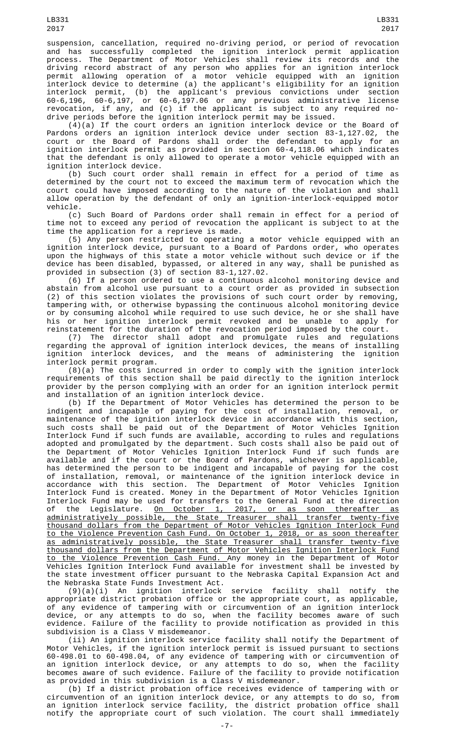suspension, cancellation, required no-driving period, or period of revocation and has successfully completed the ignition interlock permit application process. The Department of Motor Vehicles shall review its records and the driving record abstract of any person who applies for an ignition interlock permit allowing operation of a motor vehicle equipped with an ignition interlock device to determine (a) the applicant's eligibility for an ignition interlock permit, (b) the applicant's previous convictions under section 60-6,196, 60-6,197, or 60-6,197.06 or any previous administrative license revocation, if any, and (c) if the applicant is subject to any required no-drive periods before the ignition interlock permit may be issued.

(4)(a) If the court orders an ignition interlock device or the Board of Pardons orders an ignition interlock device under section 83-1,127.02, the court or the Board of Pardons shall order the defendant to apply for an ignition interlock permit as provided in section 60-4,118.06 which indicates that the defendant is only allowed to operate a motor vehicle equipped with an ignition interlock device.

(b) Such court order shall remain in effect for a period of time as determined by the court not to exceed the maximum term of revocation which the court could have imposed according to the nature of the violation and shall allow operation by the defendant of only an ignition-interlock-equipped motor vehicle.

(c) Such Board of Pardons order shall remain in effect for a period of time not to exceed any period of revocation the applicant is subject to at the time the application for a reprieve is made.

(5) Any person restricted to operating a motor vehicle equipped with an ignition interlock device, pursuant to a Board of Pardons order, who operates upon the highways of this state a motor vehicle without such device or if the device has been disabled, bypassed, or altered in any way, shall be punished as provided in subsection (3) of section 83-1,127.02.

(6) If a person ordered to use a continuous alcohol monitoring device and abstain from alcohol use pursuant to a court order as provided in subsection (2) of this section violates the provisions of such court order by removing, tampering with, or otherwise bypassing the continuous alcohol monitoring device or by consuming alcohol while required to use such device, he or she shall have his or her ignition interlock permit revoked and be unable to apply for reinstatement for the duration of the revocation period imposed by the court.

(7) The director shall adopt and promulgate rules and regulations regarding the approval of ignition interlock devices, the means of installing ignition interlock devices, and the means of administering the ignition interlock permit program.

(8)(a) The costs incurred in order to comply with the ignition interlock requirements of this section shall be paid directly to the ignition interlock provider by the person complying with an order for an ignition interlock permit and installation of an ignition interlock device.

(b) If the Department of Motor Vehicles has determined the person to be indigent and incapable of paying for the cost of installation, removal, or maintenance of the ignition interlock device in accordance with this section, such costs shall be paid out of the Department of Motor Vehicles Ignition Interlock Fund if such funds are available, according to rules and regulations adopted and promulgated by the department. Such costs shall also be paid out of the Department of Motor Vehicles Ignition Interlock Fund if such funds are available and if the court or the Board of Pardons, whichever is applicable, has determined the person to be indigent and incapable of paying for the cost of installation, removal, or maintenance of the ignition interlock device in accordance with this section. The Department of Motor Vehicles Ignition Interlock Fund is created. Money in the Department of Motor Vehicles Ignition Interlock Fund may be used for transfers to the General Fund at the direction of the Legislature. <u>On October 1, 2017, or as soon thereafter as administratively possible, the State Treasurer shall transfer twenty-five thousand dollars from the Department of Motor Vehicles Ignition Interlock Fund to the Violence Prevention Cash Fund. On October 1, 2018, or as soon thereafter as administratively possible, the State Treasurer shall transfer twenty-five thousand dollars from the Department of Motor Vehicles Ignition Interlock Fund to the Violence Prevention Cash Fund.</u> Any money in the Department of Motor Vehicles Ignition Interlock Fund available for investment shall be invested by the state investment officer pursuant to the Nebraska Capital Expansion Act and the Nebraska State Funds Investment Act.

(9)(a)(i) An ignition interlock service facility shall notify the appropriate district probation office or the appropriate court, as applicable, of any evidence of tampering with or circumvention of an ignition interlock device, or any attempts to do so, when the facility becomes aware of such evidence. Failure of the facility to provide notification as provided in this subdivision is a Class V misdemeanor.

(ii) An ignition interlock service facility shall notify the Department of Motor Vehicles, if the ignition interlock permit is issued pursuant to sections 60-498.01 to 60-498.04, of any evidence of tampering with or circumvention of an ignition interlock device, or any attempts to do so, when the facility becomes aware of such evidence. Failure of the facility to provide notification as provided in this subdivision is a Class V misdemeanor.

(b) If a district probation office receives evidence of tampering with or circumvention of an ignition interlock device, or any attempts to do so, from an ignition interlock service facility, the district probation office shall notify the appropriate court of such violation. The court shall immediately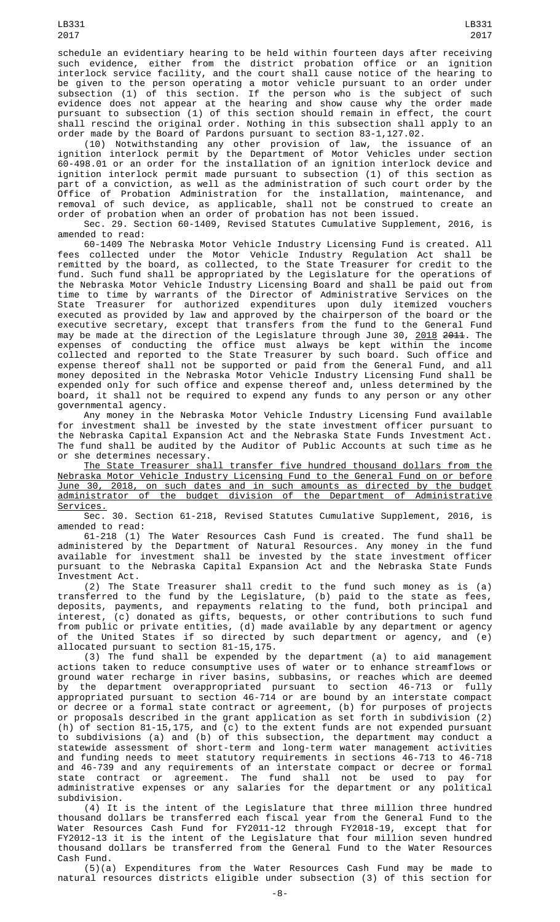schedule an evidentiary hearing to be held within fourteen days after receiving such evidence, either from the district probation office or an ignition interlock service facility, and the court shall cause notice of the hearing to be given to the person operating a motor vehicle pursuant to an order under subsection (1) of this section. If the person who is the subject of such evidence does not appear at the hearing and show cause why the order made pursuant to subsection (1) of this section should remain in effect, the court shall rescind the original order. Nothing in this subsection shall apply to an order made by the Board of Pardons pursuant to section 83-1,127.02.

(10) Notwithstanding any other provision of law, the issuance of an ignition interlock permit by the Department of Motor Vehicles under section 60-498.01 or an order for the installation of an ignition interlock device and ignition interlock permit made pursuant to subsection (1) of this section as part of a conviction, as well as the administration of such court order by the Office of Probation Administration for the installation, maintenance, and removal of such device, as applicable, shall not be construed to create an order of probation when an order of probation has not been issued.

Sec. 29. Section 60-1409, Revised Statutes Cumulative Supplement, 2016, is amended to read:

60-1409 The Nebraska Motor Vehicle Industry Licensing Fund is created. All fees collected under the Motor Vehicle Industry Regulation Act shall be remitted by the board, as collected, to the State Treasurer for credit to the fund. Such fund shall be appropriated by the Legislature for the operations of the Nebraska Motor Vehicle Industry Licensing Board and shall be paid out from time to time by warrants of the Director of Administrative Services on the State Treasurer for authorized expenditures upon duly itemized vouchers executed as provided by law and approved by the chairperson of the board or the executive secretary, except that transfers from the fund to the General Fund may be made at the direction of the Legislature through June 30, 2018 ~~2011~~. The expenses of conducting the office must always be kept within the income collected and reported to the State Treasurer by such board. Such office and expense thereof shall not be supported or paid from the General Fund, and all money deposited in the Nebraska Motor Vehicle Industry Licensing Fund shall be expended only for such office and expense thereof and, unless determined by the board, it shall not be required to expend any funds to any person or any other governmental agency.

Any money in the Nebraska Motor Vehicle Industry Licensing Fund available for investment shall be invested by the state investment officer pursuant to the Nebraska Capital Expansion Act and the Nebraska State Funds Investment Act. The fund shall be audited by the Auditor of Public Accounts at such time as he or she determines necessary.

The State Treasurer shall transfer five hundred thousand dollars from the Nebraska Motor Vehicle Industry Licensing Fund to the General Fund on or before June 30, 2018, on such dates and in such amounts as directed by the budget administrator of the budget division of the Department of Administrative Services.

Sec. 30. Section 61-218, Revised Statutes Cumulative Supplement, 2016, is amended to read:

61-218 (1) The Water Resources Cash Fund is created. The fund shall be administered by the Department of Natural Resources. Any money in the fund available for investment shall be invested by the state investment officer pursuant to the Nebraska Capital Expansion Act and the Nebraska State Funds Investment Act.

(2) The State Treasurer shall credit to the fund such money as is (a) transferred to the fund by the Legislature, (b) paid to the state as fees, deposits, payments, and repayments relating to the fund, both principal and interest, (c) donated as gifts, bequests, or other contributions to such fund from public or private entities, (d) made available by any department or agency of the United States if so directed by such department or agency, and (e) allocated pursuant to section 81-15,175.

(3) The fund shall be expended by the department (a) to aid management actions taken to reduce consumptive uses of water or to enhance streamflows or ground water recharge in river basins, subbasins, or reaches which are deemed by the department overappropriated pursuant to section 46-713 or fully appropriated pursuant to section 46-714 or are bound by an interstate compact or decree or a formal state contract or agreement, (b) for purposes of projects or proposals described in the grant application as set forth in subdivision (2)(h) of section 81-15,175, and (c) to the extent funds are not expended pursuant to subdivisions (a) and (b) of this subsection, the department may conduct a statewide assessment of short-term and long-term water management activities and funding needs to meet statutory requirements in sections 46-713 to 46-718 and 46-739 and any requirements of an interstate compact or decree or formal state contract or agreement. The fund shall not be used to pay for administrative expenses or any salaries for the department or any political subdivision.

(4) It is the intent of the Legislature that three million three hundred thousand dollars be transferred each fiscal year from the General Fund to the Water Resources Cash Fund for FY2011-12 through FY2018-19, except that for FY2012-13 it is the intent of the Legislature that four million seven hundred thousand dollars be transferred from the General Fund to the Water Resources Cash Fund.

(5)(a) Expenditures from the Water Resources Cash Fund may be made to natural resources districts eligible under subsection (3) of this section for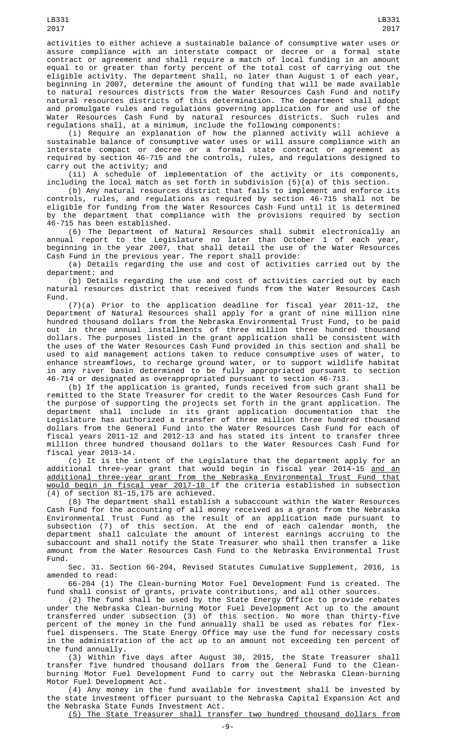activities to either achieve a sustainable balance of consumptive water uses or assure compliance with an interstate compact or decree or a formal state contract or agreement and shall require a match of local funding in an amount equal to or greater than forty percent of the total cost of carrying out the eligible activity. The department shall, no later than August 1 of each year, beginning in 2007, determine the amount of funding that will be made available to natural resources districts from the Water Resources Cash Fund and notify natural resources districts of this determination. The department shall adopt and promulgate rules and regulations governing application for and use of the Water Resources Cash Fund by natural resources districts. Such rules and regulations shall, at a minimum, include the following components:

(i) Require an explanation of how the planned activity will achieve a sustainable balance of consumptive water uses or will assure compliance with an interstate compact or decree or a formal state contract or agreement as required by section 46-715 and the controls, rules, and regulations designed to carry out the activity; and

(ii) A schedule of implementation of the activity or its components, including the local match as set forth in subdivision (5)(a) of this section.

(b) Any natural resources district that fails to implement and enforce its controls, rules, and regulations as required by section 46-715 shall not be eligible for funding from the Water Resources Cash Fund until it is determined by the department that compliance with the provisions required by section 46-715 has been established.

(6) The Department of Natural Resources shall submit electronically an annual report to the Legislature no later than October 1 of each year, beginning in the year 2007, that shall detail the use of the Water Resources Cash Fund in the previous year. The report shall provide:

(a) Details regarding the use and cost of activities carried out by the department; and

(b) Details regarding the use and cost of activities carried out by each natural resources district that received funds from the Water Resources Cash Fund.

(7)(a) Prior to the application deadline for fiscal year 2011-12, the Department of Natural Resources shall apply for a grant of nine million nine hundred thousand dollars from the Nebraska Environmental Trust Fund, to be paid out in three annual installments of three million three hundred thousand dollars. The purposes listed in the grant application shall be consistent with the uses of the Water Resources Cash Fund provided in this section and shall be used to aid management actions taken to reduce consumptive uses of water, to enhance streamflows, to recharge ground water, or to support wildlife habitat in any river basin determined to be fully appropriated pursuant to section 46-714 or designated as overappropriated pursuant to section 46-713.

(b) If the application is granted, funds received from such grant shall be remitted to the State Treasurer for credit to the Water Resources Cash Fund for the purpose of supporting the projects set forth in the grant application. The department shall include in its grant application documentation that the Legislature has authorized a transfer of three million three hundred thousand dollars from the General Fund into the Water Resources Cash Fund for each of fiscal years 2011-12 and 2012-13 and has stated its intent to transfer three million three hundred thousand dollars to the Water Resources Cash Fund for fiscal year 2013-14.

(c) It is the intent of the Legislature that the department apply for an additional three-year grant that would begin in fiscal year 2014-15 and an additional three-year grant from the Nebraska Environmental Trust Fund that would begin in fiscal year 2017-18 if the criteria established in subsection (4) of section 81-15,175 are achieved.

(8) The department shall establish a subaccount within the Water Resources Cash Fund for the accounting of all money received as a grant from the Nebraska Environmental Trust Fund as the result of an application made pursuant to subsection (7) of this section. At the end of each calendar month, the department shall calculate the amount of interest earnings accruing to the subaccount and shall notify the State Treasurer who shall then transfer a like amount from the Water Resources Cash Fund to the Nebraska Environmental Trust Fund.

Sec. 31. Section 66-204, Revised Statutes Cumulative Supplement, 2016, is amended to read:

66-204 (1) The Clean-burning Motor Fuel Development Fund is created. The fund shall consist of grants, private contributions, and all other sources.

(2) The fund shall be used by the State Energy Office to provide rebates under the Nebraska Clean-burning Motor Fuel Development Act up to the amount transferred under subsection (3) of this section. No more than thirty-five percent of the money in the fund annually shall be used as rebates for flex-fuel dispensers. The State Energy Office may use the fund for necessary costs in the administration of the act up to an amount not exceeding ten percent of the fund annually.

(3) Within five days after August 30, 2015, the State Treasurer shall transfer five hundred thousand dollars from the General Fund to the Clean-burning Motor Fuel Development Fund to carry out the Nebraska Clean-burning Motor Fuel Development Act.

(4) Any money in the fund available for investment shall be invested by the state investment officer pursuant to the Nebraska Capital Expansion Act and the Nebraska State Funds Investment Act.

(5) The State Treasurer shall transfer two hundred thousand dollars from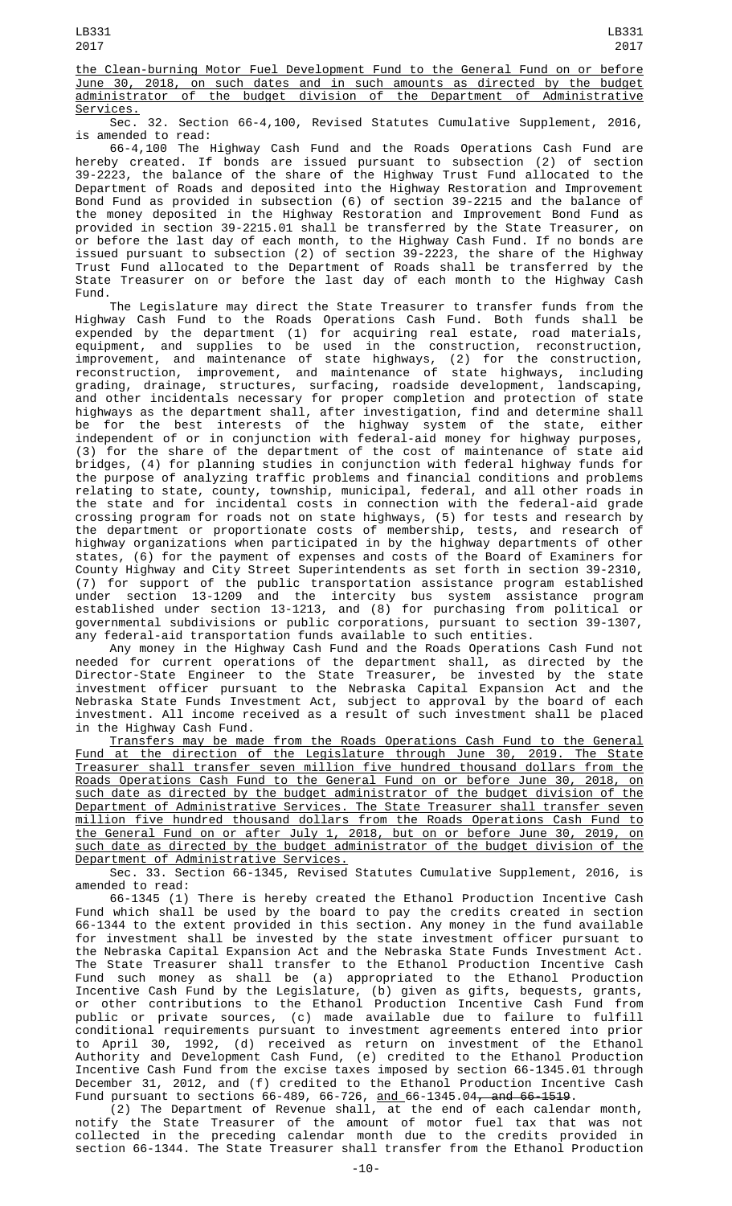the Clean-burning Motor Fuel Development Fund to the General Fund on or before June 30, 2018, on such dates and in such amounts as directed by the budget administrator of the budget division of the Department of Administrative Services.

Sec. 32. Section 66-4,100, Revised Statutes Cumulative Supplement, 2016, is amended to read:

66-4,100 The Highway Cash Fund and the Roads Operations Cash Fund are hereby created. If bonds are issued pursuant to subsection (2) of section 39-2223, the balance of the share of the Highway Trust Fund allocated to the Department of Roads and deposited into the Highway Restoration and Improvement Bond Fund as provided in subsection (6) of section 39-2215 and the balance of the money deposited in the Highway Restoration and Improvement Bond Fund as provided in section 39-2215.01 shall be transferred by the State Treasurer, on or before the last day of each month, to the Highway Cash Fund. If no bonds are issued pursuant to subsection (2) of section 39-2223, the share of the Highway Trust Fund allocated to the Department of Roads shall be transferred by the State Treasurer on or before the last day of each month to the Highway Cash Fund.

The Legislature may direct the State Treasurer to transfer funds from the Highway Cash Fund to the Roads Operations Cash Fund. Both funds shall be expended by the department (1) for acquiring real estate, road materials, equipment, and supplies to be used in the construction, reconstruction, improvement, and maintenance of state highways, (2) for the construction, reconstruction, improvement, and maintenance of state highways, including grading, drainage, structures, surfacing, roadside development, landscaping, and other incidentals necessary for proper completion and protection of state highways as the department shall, after investigation, find and determine shall be for the best interests of the highway system of the state, either independent of or in conjunction with federal-aid money for highway purposes, (3) for the share of the department of the cost of maintenance of state aid bridges, (4) for planning studies in conjunction with federal highway funds for the purpose of analyzing traffic problems and financial conditions and problems relating to state, county, township, municipal, federal, and all other roads in the state and for incidental costs in connection with the federal-aid grade crossing program for roads not on state highways, (5) for tests and research by the department or proportionate costs of membership, tests, and research of highway organizations when participated in by the highway departments of other states, (6) for the payment of expenses and costs of the Board of Examiners for County Highway and City Street Superintendents as set forth in section 39-2310, (7) for support of the public transportation assistance program established under section 13-1209 and the intercity bus system assistance program established under section 13-1213, and (8) for purchasing from political or governmental subdivisions or public corporations, pursuant to section 39-1307, any federal-aid transportation funds available to such entities.

Any money in the Highway Cash Fund and the Roads Operations Cash Fund not needed for current operations of the department shall, as directed by the Director-State Engineer to the State Treasurer, be invested by the state investment officer pursuant to the Nebraska Capital Expansion Act and the Nebraska State Funds Investment Act, subject to approval by the board of each investment. All income received as a result of such investment shall be placed in the Highway Cash Fund.

Transfers may be made from the Roads Operations Cash Fund to the General Fund at the direction of the Legislature through June 30, 2019. The State Treasurer shall transfer seven million five hundred thousand dollars from the Roads Operations Cash Fund to the General Fund on or before June 30, 2018, on such date as directed by the budget administrator of the budget division of the Department of Administrative Services. The State Treasurer shall transfer seven million five hundred thousand dollars from the Roads Operations Cash Fund to the General Fund on or after July 1, 2018, but on or before June 30, 2019, on such date as directed by the budget administrator of the budget division of the Department of Administrative Services.

Sec. 33. Section 66-1345, Revised Statutes Cumulative Supplement, 2016, is amended to read:

66-1345 (1) There is hereby created the Ethanol Production Incentive Cash Fund which shall be used by the board to pay the credits created in section 66-1344 to the extent provided in this section. Any money in the fund available for investment shall be invested by the state investment officer pursuant to the Nebraska Capital Expansion Act and the Nebraska State Funds Investment Act. The State Treasurer shall transfer to the Ethanol Production Incentive Cash Fund such money as shall be (a) appropriated to the Ethanol Production Incentive Cash Fund by the Legislature, (b) given as gifts, bequests, grants, or other contributions to the Ethanol Production Incentive Cash Fund from public or private sources, (c) made available due to failure to fulfill conditional requirements pursuant to investment agreements entered into prior to April 30, 1992, (d) received as return on investment of the Ethanol Authority and Development Cash Fund, (e) credited to the Ethanol Production Incentive Cash Fund from the excise taxes imposed by section 66-1345.01 through December 31, 2012, and (f) credited to the Ethanol Production Incentive Cash Fund pursuant to sections 66-489, 66-726, and 66-1345.04~~, and 66-1519~~.

(2) The Department of Revenue shall, at the end of each calendar month, notify the State Treasurer of the amount of motor fuel tax that was not collected in the preceding calendar month due to the credits provided in section 66-1344. The State Treasurer shall transfer from the Ethanol Production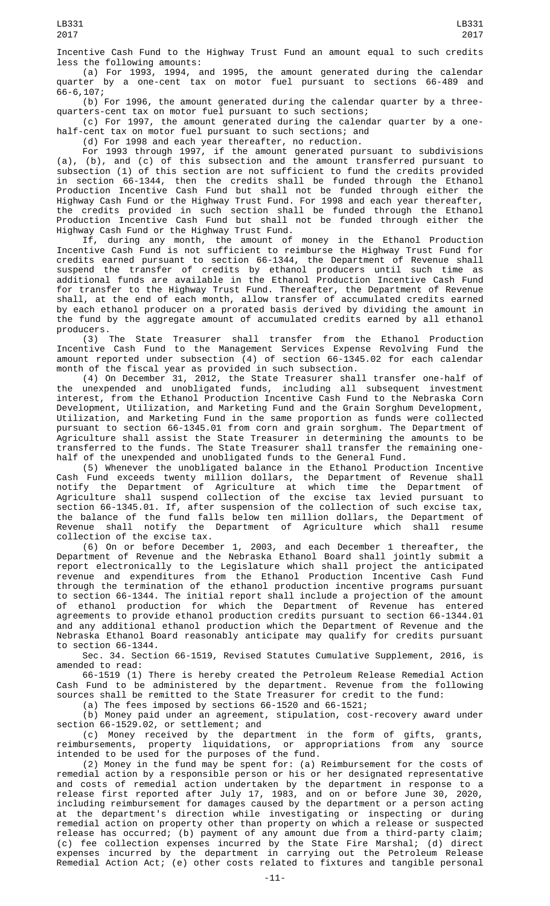Incentive Cash Fund to the Highway Trust Fund an amount equal to such credits less the following amounts:

(a) For 1993, 1994, and 1995, the amount generated during the calendar quarter by a one-cent tax on motor fuel pursuant to sections 66-489 and 66-6,107;

(b) For 1996, the amount generated during the calendar quarter by a three-quarters-cent tax on motor fuel pursuant to such sections;

(c) For 1997, the amount generated during the calendar quarter by a one-half-cent tax on motor fuel pursuant to such sections; and

(d) For 1998 and each year thereafter, no reduction.

For 1993 through 1997, if the amount generated pursuant to subdivisions (a), (b), and (c) of this subsection and the amount transferred pursuant to subsection (1) of this section are not sufficient to fund the credits provided in section 66-1344, then the credits shall be funded through the Ethanol Production Incentive Cash Fund but shall not be funded through either the Highway Cash Fund or the Highway Trust Fund. For 1998 and each year thereafter, the credits provided in such section shall be funded through the Ethanol Production Incentive Cash Fund but shall not be funded through either the Highway Cash Fund or the Highway Trust Fund.

If, during any month, the amount of money in the Ethanol Production Incentive Cash Fund is not sufficient to reimburse the Highway Trust Fund for credits earned pursuant to section 66-1344, the Department of Revenue shall suspend the transfer of credits by ethanol producers until such time as additional funds are available in the Ethanol Production Incentive Cash Fund for transfer to the Highway Trust Fund. Thereafter, the Department of Revenue shall, at the end of each month, allow transfer of accumulated credits earned by each ethanol producer on a prorated basis derived by dividing the amount in the fund by the aggregate amount of accumulated credits earned by all ethanol producers.

(3) The State Treasurer shall transfer from the Ethanol Production Incentive Cash Fund to the Management Services Expense Revolving Fund the amount reported under subsection (4) of section 66-1345.02 for each calendar month of the fiscal year as provided in such subsection.

(4) On December 31, 2012, the State Treasurer shall transfer one-half of the unexpended and unobligated funds, including all subsequent investment interest, from the Ethanol Production Incentive Cash Fund to the Nebraska Corn Development, Utilization, and Marketing Fund and the Grain Sorghum Development, Utilization, and Marketing Fund in the same proportion as funds were collected pursuant to section 66-1345.01 from corn and grain sorghum. The Department of Agriculture shall assist the State Treasurer in determining the amounts to be transferred to the funds. The State Treasurer shall transfer the remaining one-half of the unexpended and unobligated funds to the General Fund.

(5) Whenever the unobligated balance in the Ethanol Production Incentive Cash Fund exceeds twenty million dollars, the Department of Revenue shall notify the Department of Agriculture at which time the Department of Agriculture shall suspend collection of the excise tax levied pursuant to section 66-1345.01. If, after suspension of the collection of such excise tax, the balance of the fund falls below ten million dollars, the Department of Revenue shall notify the Department of Agriculture which shall resume collection of the excise tax.

(6) On or before December 1, 2003, and each December 1 thereafter, the Department of Revenue and the Nebraska Ethanol Board shall jointly submit a report electronically to the Legislature which shall project the anticipated revenue and expenditures from the Ethanol Production Incentive Cash Fund through the termination of the ethanol production incentive programs pursuant to section 66-1344. The initial report shall include a projection of the amount of ethanol production for which the Department of Revenue has entered agreements to provide ethanol production credits pursuant to section 66-1344.01 and any additional ethanol production which the Department of Revenue and the Nebraska Ethanol Board reasonably anticipate may qualify for credits pursuant to section 66-1344.

Sec. 34. Section 66-1519, Revised Statutes Cumulative Supplement, 2016, is amended to read:

66-1519 (1) There is hereby created the Petroleum Release Remedial Action Cash Fund to be administered by the department. Revenue from the following sources shall be remitted to the State Treasurer for credit to the fund:

(a) The fees imposed by sections 66-1520 and 66-1521;

(b) Money paid under an agreement, stipulation, cost-recovery award under section 66-1529.02, or settlement; and

(c) Money received by the department in the form of gifts, grants, reimbursements, property liquidations, or appropriations from any source intended to be used for the purposes of the fund.

(2) Money in the fund may be spent for: (a) Reimbursement for the costs of remedial action by a responsible person or his or her designated representative and costs of remedial action undertaken by the department in response to a release first reported after July 17, 1983, and on or before June 30, 2020, including reimbursement for damages caused by the department or a person acting at the department's direction while investigating or inspecting or during remedial action on property other than property on which a release or suspected release has occurred; (b) payment of any amount due from a third-party claim; (c) fee collection expenses incurred by the State Fire Marshal; (d) direct expenses incurred by the department in carrying out the Petroleum Release Remedial Action Act; (e) other costs related to fixtures and tangible personal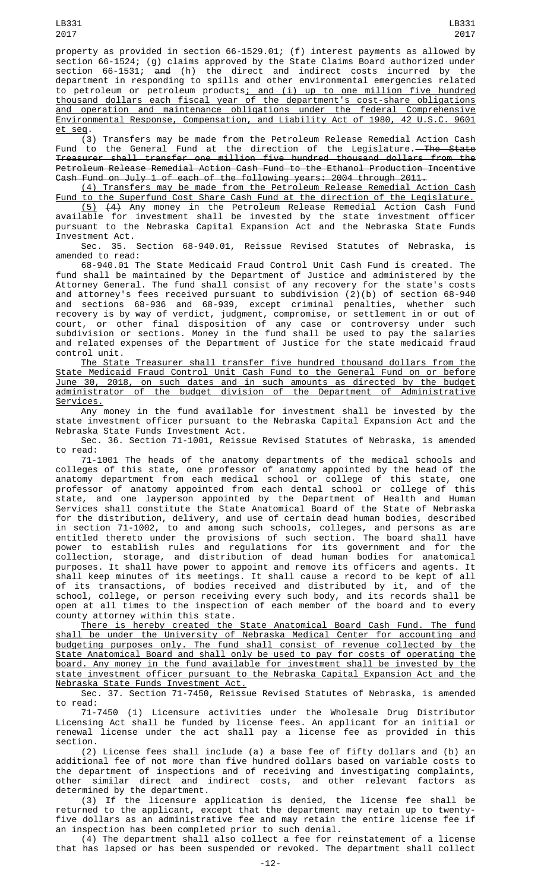property as provided in section 66-1529.01; (f) interest payments as allowed by section 66-1524; (g) claims approved by the State Claims Board authorized under section 66-1531; ~~and~~ (h) the direct and indirect costs incurred by the department in responding to spills and other environmental emergencies related to petroleum or petroleum products; and (i) up to one million five hundred thousand dollars each fiscal year of the department's cost-share obligations and operation and maintenance obligations under the federal Comprehensive Environmental Response, Compensation, and Liability Act of 1980, 42 U.S.C. 9601 et seq.

(3) Transfers may be made from the Petroleum Release Remedial Action Cash Fund to the General Fund at the direction of the Legislature. ~~The State Treasurer shall transfer one million five hundred thousand dollars from the Petroleum Release Remedial Action Cash Fund to the Ethanol Production Incentive Cash Fund on July 1 of each of the following years: 2004 through 2011.~~

(4) Transfers may be made from the Petroleum Release Remedial Action Cash Fund to the Superfund Cost Share Cash Fund at the direction of the Legislature.

(5) ~~(4)~~ Any money in the Petroleum Release Remedial Action Cash Fund available for investment shall be invested by the state investment officer pursuant to the Nebraska Capital Expansion Act and the Nebraska State Funds Investment Act.

Sec. 35. Section 68-940.01, Reissue Revised Statutes of Nebraska, is amended to read:

68-940.01 The State Medicaid Fraud Control Unit Cash Fund is created. The fund shall be maintained by the Department of Justice and administered by the Attorney General. The fund shall consist of any recovery for the state's costs and attorney's fees received pursuant to subdivision (2)(b) of section 68-940 and sections 68-936 and 68-939, except criminal penalties, whether such recovery is by way of verdict, judgment, compromise, or settlement in or out of court, or other final disposition of any case or controversy under such subdivision or sections. Money in the fund shall be used to pay the salaries and related expenses of the Department of Justice for the state medicaid fraud control unit.

The State Treasurer shall transfer five hundred thousand dollars from the State Medicaid Fraud Control Unit Cash Fund to the General Fund on or before June 30, 2018, on such dates and in such amounts as directed by the budget administrator of the budget division of the Department of Administrative Services.

Any money in the fund available for investment shall be invested by the state investment officer pursuant to the Nebraska Capital Expansion Act and the Nebraska State Funds Investment Act.

Sec. 36. Section 71-1001, Reissue Revised Statutes of Nebraska, is amended to read:

71-1001 The heads of the anatomy departments of the medical schools and colleges of this state, one professor of anatomy appointed by the head of the anatomy department from each medical school or college of this state, one professor of anatomy appointed from each dental school or college of this state, and one layperson appointed by the Department of Health and Human Services shall constitute the State Anatomical Board of the State of Nebraska for the distribution, delivery, and use of certain dead human bodies, described in section 71-1002, to and among such schools, colleges, and persons as are entitled thereto under the provisions of such section. The board shall have power to establish rules and regulations for its government and for the collection, storage, and distribution of dead human bodies for anatomical purposes. It shall have power to appoint and remove its officers and agents. It shall keep minutes of its meetings. It shall cause a record to be kept of all of its transactions, of bodies received and distributed by it, and of the school, college, or person receiving every such body, and its records shall be open at all times to the inspection of each member of the board and to every county attorney within this state.

There is hereby created the State Anatomical Board Cash Fund. The fund shall be under the University of Nebraska Medical Center for accounting and budgeting purposes only. The fund shall consist of revenue collected by the State Anatomical Board and shall only be used to pay for costs of operating the board. Any money in the fund available for investment shall be invested by the state investment officer pursuant to the Nebraska Capital Expansion Act and the Nebraska State Funds Investment Act.

Sec. 37. Section 71-7450, Reissue Revised Statutes of Nebraska, is amended to read:

71-7450 (1) Licensure activities under the Wholesale Drug Distributor Licensing Act shall be funded by license fees. An applicant for an initial or renewal license under the act shall pay a license fee as provided in this section.

(2) License fees shall include (a) a base fee of fifty dollars and (b) an additional fee of not more than five hundred dollars based on variable costs to the department of inspections and of receiving and investigating complaints, other similar direct and indirect costs, and other relevant factors as determined by the department.

(3) If the licensure application is denied, the license fee shall be returned to the applicant, except that the department may retain up to twenty-five dollars as an administrative fee and may retain the entire license fee if an inspection has been completed prior to such denial.

(4) The department shall also collect a fee for reinstatement of a license that has lapsed or has been suspended or revoked. The department shall collect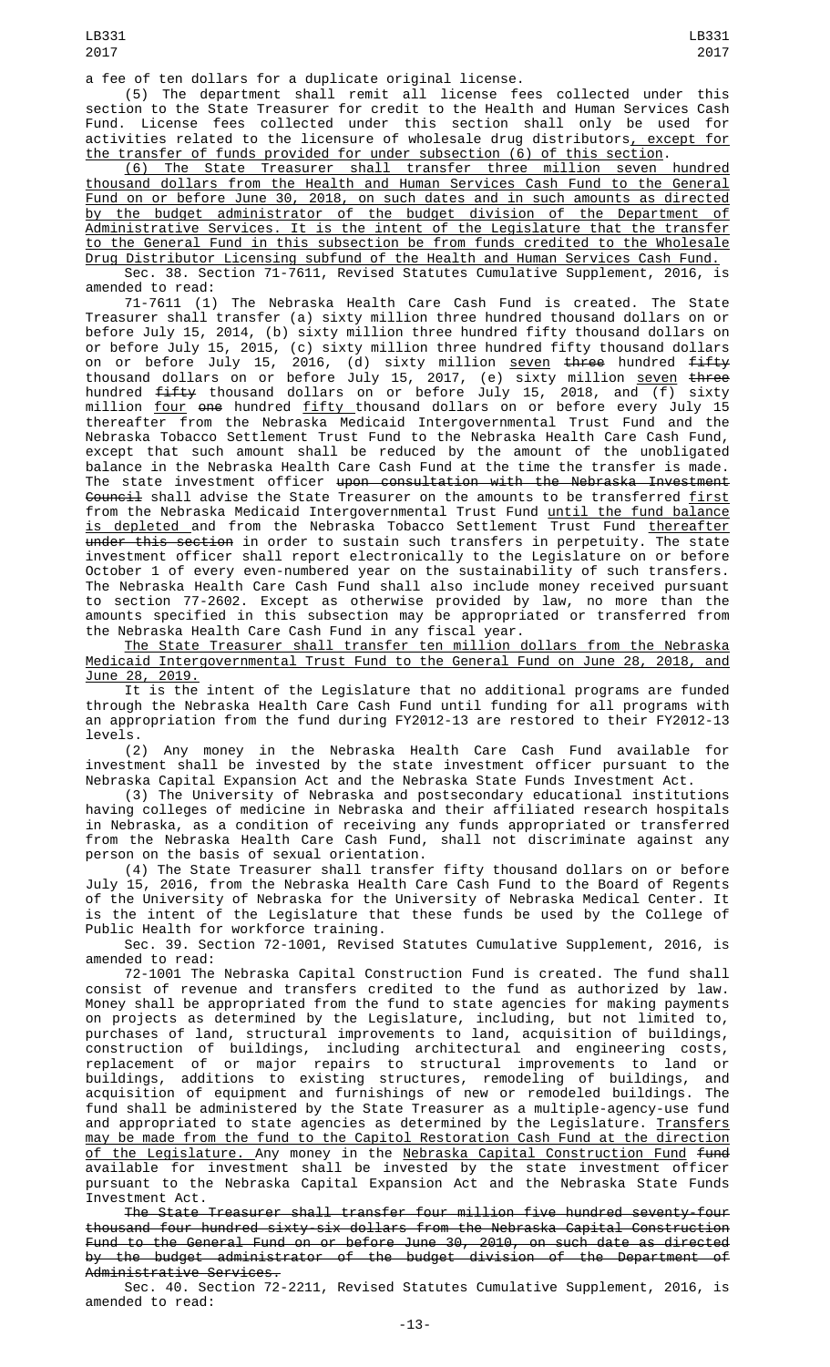a fee of ten dollars for a duplicate original license.

(5) The department shall remit all license fees collected under this section to the State Treasurer for credit to the Health and Human Services Cash Fund. License fees collected under this section shall only be used for activities related to the licensure of wholesale drug distributors, except for the transfer of funds provided for under subsection (6) of this section.

(6) The State Treasurer shall transfer three million seven hundred thousand dollars from the Health and Human Services Cash Fund to the General Fund on or before June 30, 2018, on such dates and in such amounts as directed by the budget administrator of the budget division of the Department of Administrative Services. It is the intent of the Legislature that the transfer to the General Fund in this subsection be from funds credited to the Wholesale Drug Distributor Licensing subfund of the Health and Human Services Cash Fund.

Sec. 38. Section 71-7611, Revised Statutes Cumulative Supplement, 2016, is amended to read:

71-7611 (1) The Nebraska Health Care Cash Fund is created. The State Treasurer shall transfer (a) sixty million three hundred thousand dollars on or before July 15, 2014, (b) sixty million three hundred fifty thousand dollars on or before July 15, 2015, (c) sixty million three hundred fifty thousand dollars on or before July 15, 2016, (d) sixty million seven three hundred fifty thousand dollars on or before July 15, 2017, (e) sixty million seven three hundred fifty thousand dollars on or before July 15, 2018, and (f) sixty million four one hundred fifty thousand dollars on or before every July 15 thereafter from the Nebraska Medicaid Intergovernmental Trust Fund and the Nebraska Tobacco Settlement Trust Fund to the Nebraska Health Care Cash Fund, except that such amount shall be reduced by the amount of the unobligated balance in the Nebraska Health Care Cash Fund at the time the transfer is made. The state investment officer upon consultation with the Nebraska Investment Council shall advise the State Treasurer on the amounts to be transferred first from the Nebraska Medicaid Intergovernmental Trust Fund until the fund balance is depleted and from the Nebraska Tobacco Settlement Trust Fund thereafter under this section in order to sustain such transfers in perpetuity. The state investment officer shall report electronically to the Legislature on or before October 1 of every even-numbered year on the sustainability of such transfers. The Nebraska Health Care Cash Fund shall also include money received pursuant to section 77-2602. Except as otherwise provided by law, no more than the amounts specified in this subsection may be appropriated or transferred from the Nebraska Health Care Cash Fund in any fiscal year.

The State Treasurer shall transfer ten million dollars from the Nebraska Medicaid Intergovernmental Trust Fund to the General Fund on June 28, 2018, and June 28, 2019.

It is the intent of the Legislature that no additional programs are funded through the Nebraska Health Care Cash Fund until funding for all programs with an appropriation from the fund during FY2012-13 are restored to their FY2012-13 levels.

(2) Any money in the Nebraska Health Care Cash Fund available for investment shall be invested by the state investment officer pursuant to the Nebraska Capital Expansion Act and the Nebraska State Funds Investment Act.

(3) The University of Nebraska and postsecondary educational institutions having colleges of medicine in Nebraska and their affiliated research hospitals in Nebraska, as a condition of receiving any funds appropriated or transferred from the Nebraska Health Care Cash Fund, shall not discriminate against any person on the basis of sexual orientation.

(4) The State Treasurer shall transfer fifty thousand dollars on or before July 15, 2016, from the Nebraska Health Care Cash Fund to the Board of Regents of the University of Nebraska for the University of Nebraska Medical Center. It is the intent of the Legislature that these funds be used by the College of Public Health for workforce training.

Sec. 39. Section 72-1001, Revised Statutes Cumulative Supplement, 2016, is amended to read:

72-1001 The Nebraska Capital Construction Fund is created. The fund shall consist of revenue and transfers credited to the fund as authorized by law. Money shall be appropriated from the fund to state agencies for making payments on projects as determined by the Legislature, including, but not limited to, purchases of land, structural improvements to land, acquisition of buildings, construction of buildings, including architectural and engineering costs, replacement of or major repairs to structural improvements to land or buildings, additions to existing structures, remodeling of buildings, and acquisition of equipment and furnishings of new or remodeled buildings. The fund shall be administered by the State Treasurer as a multiple-agency-use fund and appropriated to state agencies as determined by the Legislature. Transfers may be made from the fund to the Capitol Restoration Cash Fund at the direction of the Legislature. Any money in the Nebraska Capital Construction Fund fund available for investment shall be invested by the state investment officer pursuant to the Nebraska Capital Expansion Act and the Nebraska State Funds Investment Act.

~~The State Treasurer shall transfer four million five hundred seventy-four thousand four hundred sixty-six dollars from the Nebraska Capital Construction Fund to the General Fund on or before June 30, 2010, on such date as directed by the budget administrator of the budget division of the Department of Administrative Services.~~

Sec. 40. Section 72-2211, Revised Statutes Cumulative Supplement, 2016, is amended to read: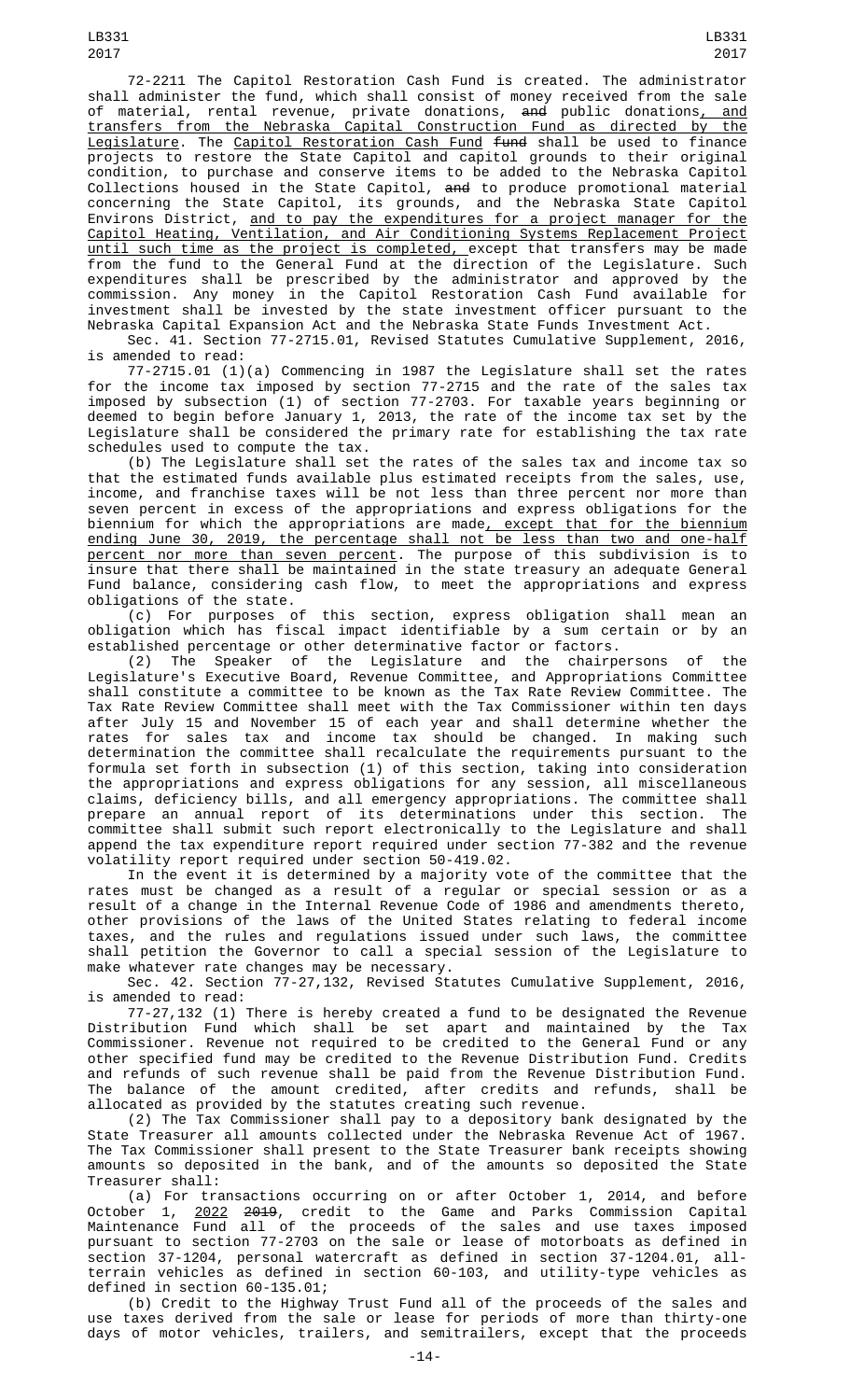72-2211 The Capitol Restoration Cash Fund is created. The administrator shall administer the fund, which shall consist of money received from the sale of material, rental revenue, private donations, ~~and~~ public donations, and transfers from the Nebraska Capital Construction Fund as directed by the Legislature. The Capitol Restoration Cash Fund ~~fund~~ shall be used to finance projects to restore the State Capitol and capitol grounds to their original condition, to purchase and conserve items to be added to the Nebraska Capitol Collections housed in the State Capitol, ~~and~~ to produce promotional material concerning the State Capitol, its grounds, and the Nebraska State Capitol Environs District, and to pay the expenditures for a project manager for the Capitol Heating, Ventilation, and Air Conditioning Systems Replacement Project until such time as the project is completed, except that transfers may be made from the fund to the General Fund at the direction of the Legislature. Such expenditures shall be prescribed by the administrator and approved by the commission. Any money in the Capitol Restoration Cash Fund available for investment shall be invested by the state investment officer pursuant to the Nebraska Capital Expansion Act and the Nebraska State Funds Investment Act.

Sec. 41. Section 77-2715.01, Revised Statutes Cumulative Supplement, 2016, is amended to read:

77-2715.01 (1)(a) Commencing in 1987 the Legislature shall set the rates for the income tax imposed by section 77-2715 and the rate of the sales tax imposed by subsection (1) of section 77-2703. For taxable years beginning or deemed to begin before January 1, 2013, the rate of the income tax set by the Legislature shall be considered the primary rate for establishing the tax rate schedules used to compute the tax.

(b) The Legislature shall set the rates of the sales tax and income tax so that the estimated funds available plus estimated receipts from the sales, use, income, and franchise taxes will be not less than three percent nor more than seven percent in excess of the appropriations and express obligations for the biennium for which the appropriations are made, except that for the biennium ending June 30, 2019, the percentage shall not be less than two and one-half percent nor more than seven percent. The purpose of this subdivision is to insure that there shall be maintained in the state treasury an adequate General Fund balance, considering cash flow, to meet the appropriations and express obligations of the state.

(c) For purposes of this section, express obligation shall mean an obligation which has fiscal impact identifiable by a sum certain or by an established percentage or other determinative factor or factors.

(2) The Speaker of the Legislature and the chairpersons of the Legislature's Executive Board, Revenue Committee, and Appropriations Committee shall constitute a committee to be known as the Tax Rate Review Committee. The Tax Rate Review Committee shall meet with the Tax Commissioner within ten days after July 15 and November 15 of each year and shall determine whether the rates for sales tax and income tax should be changed. In making such determination the committee shall recalculate the requirements pursuant to the formula set forth in subsection (1) of this section, taking into consideration the appropriations and express obligations for any session, all miscellaneous claims, deficiency bills, and all emergency appropriations. The committee shall prepare an annual report of its determinations under this section. The committee shall submit such report electronically to the Legislature and shall append the tax expenditure report required under section 77-382 and the revenue volatility report required under section 50-419.02.

In the event it is determined by a majority vote of the committee that the rates must be changed as a result of a regular or special session or as a result of a change in the Internal Revenue Code of 1986 and amendments thereto, other provisions of the laws of the United States relating to federal income taxes, and the rules and regulations issued under such laws, the committee shall petition the Governor to call a special session of the Legislature to make whatever rate changes may be necessary.

Sec. 42. Section 77-27,132, Revised Statutes Cumulative Supplement, 2016, is amended to read:

77-27,132 (1) There is hereby created a fund to be designated the Revenue Distribution Fund which shall be set apart and maintained by the Tax Commissioner. Revenue not required to be credited to the General Fund or any other specified fund may be credited to the Revenue Distribution Fund. Credits and refunds of such revenue shall be paid from the Revenue Distribution Fund. The balance of the amount credited, after credits and refunds, shall be allocated as provided by the statutes creating such revenue.

(2) The Tax Commissioner shall pay to a depository bank designated by the State Treasurer all amounts collected under the Nebraska Revenue Act of 1967. The Tax Commissioner shall present to the State Treasurer bank receipts showing amounts so deposited in the bank, and of the amounts so deposited the State Treasurer shall:

(a) For transactions occurring on or after October 1, 2014, and before October 1, 2022 ~~2019~~, credit to the Game and Parks Commission Capital Maintenance Fund all of the proceeds of the sales and use taxes imposed pursuant to section 77-2703 on the sale or lease of motorboats as defined in section 37-1204, personal watercraft as defined in section 37-1204.01, all-terrain vehicles as defined in section 60-103, and utility-type vehicles as defined in section 60-135.01;

(b) Credit to the Highway Trust Fund all of the proceeds of the sales and use taxes derived from the sale or lease for periods of more than thirty-one days of motor vehicles, trailers, and semitrailers, except that the proceeds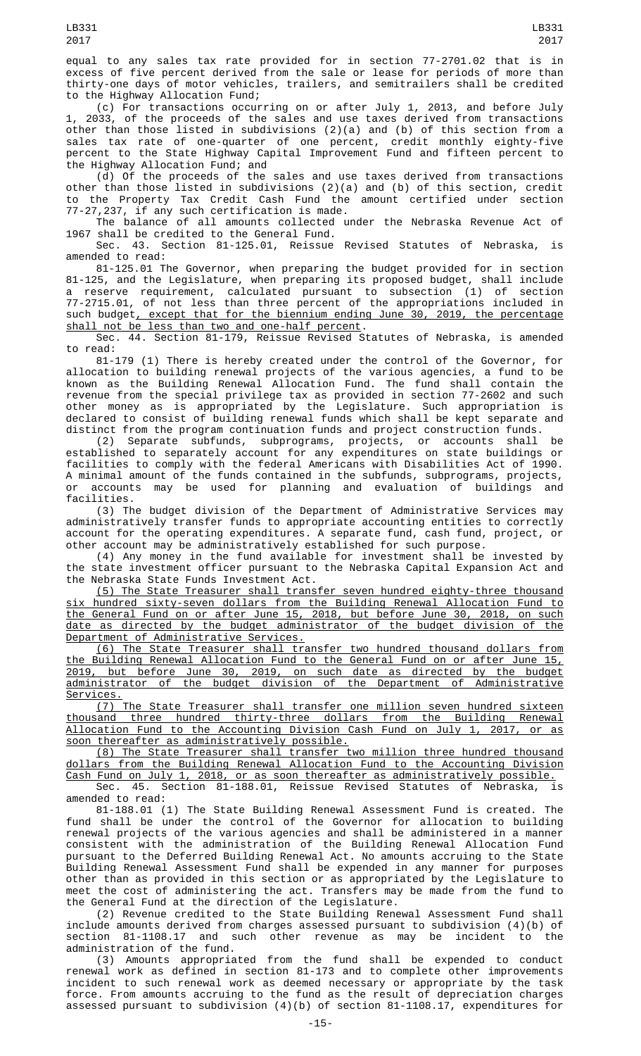equal to any sales tax rate provided for in section 77-2701.02 that is in excess of five percent derived from the sale or lease for periods of more than thirty-one days of motor vehicles, trailers, and semitrailers shall be credited to the Highway Allocation Fund;

(c) For transactions occurring on or after July 1, 2013, and before July 1, 2033, of the proceeds of the sales and use taxes derived from transactions other than those listed in subdivisions (2)(a) and (b) of this section from a sales tax rate of one-quarter of one percent, credit monthly eighty-five percent to the State Highway Capital Improvement Fund and fifteen percent to the Highway Allocation Fund; and

(d) Of the proceeds of the sales and use taxes derived from transactions other than those listed in subdivisions (2)(a) and (b) of this section, credit to the Property Tax Credit Cash Fund the amount certified under section 77-27,237, if any such certification is made.

The balance of all amounts collected under the Nebraska Revenue Act of 1967 shall be credited to the General Fund.

Sec. 43. Section 81-125.01, Reissue Revised Statutes of Nebraska, is amended to read:

81-125.01 The Governor, when preparing the budget provided for in section 81-125, and the Legislature, when preparing its proposed budget, shall include a reserve requirement, calculated pursuant to subsection (1) of section 77-2715.01, of not less than three percent of the appropriations included in such budget, except that for the biennium ending June 30, 2019, the percentage shall not be less than two and one-half percent.

Sec. 44. Section 81-179, Reissue Revised Statutes of Nebraska, is amended to read:

81-179 (1) There is hereby created under the control of the Governor, for allocation to building renewal projects of the various agencies, a fund to be known as the Building Renewal Allocation Fund. The fund shall contain the revenue from the special privilege tax as provided in section 77-2602 and such other money as is appropriated by the Legislature. Such appropriation is declared to consist of building renewal funds which shall be kept separate and distinct from the program continuation funds and project construction funds.

(2) Separate subfunds, subprograms, projects, or accounts shall be established to separately account for any expenditures on state buildings or facilities to comply with the federal Americans with Disabilities Act of 1990. A minimal amount of the funds contained in the subfunds, subprograms, projects, or accounts may be used for planning and evaluation of buildings and facilities.

(3) The budget division of the Department of Administrative Services may administratively transfer funds to appropriate accounting entities to correctly account for the operating expenditures. A separate fund, cash fund, project, or other account may be administratively established for such purpose.

(4) Any money in the fund available for investment shall be invested by the state investment officer pursuant to the Nebraska Capital Expansion Act and the Nebraska State Funds Investment Act.

(5) The State Treasurer shall transfer seven hundred eighty-three thousand six hundred sixty-seven dollars from the Building Renewal Allocation Fund to the General Fund on or after June 15, 2018, but before June 30, 2018, on such date as directed by the budget administrator of the budget division of the Department of Administrative Services.

(6) The State Treasurer shall transfer two hundred thousand dollars from the Building Renewal Allocation Fund to the General Fund on or after June 15, 2019, but before June 30, 2019, on such date as directed by the budget administrator of the budget division of the Department of Administrative Services.

(7) The State Treasurer shall transfer one million seven hundred sixteen thousand three hundred thirty-three dollars from the Building Renewal Allocation Fund to the Accounting Division Cash Fund on July 1, 2017, or as soon thereafter as administratively possible.

(8) The State Treasurer shall transfer two million three hundred thousand dollars from the Building Renewal Allocation Fund to the Accounting Division Cash Fund on July 1, 2018, or as soon thereafter as administratively possible.

Sec. 45. Section 81-188.01, Reissue Revised Statutes of Nebraska, is amended to read:

81-188.01 (1) The State Building Renewal Assessment Fund is created. The fund shall be under the control of the Governor for allocation to building renewal projects of the various agencies and shall be administered in a manner consistent with the administration of the Building Renewal Allocation Fund pursuant to the Deferred Building Renewal Act. No amounts accruing to the State Building Renewal Assessment Fund shall be expended in any manner for purposes other than as provided in this section or as appropriated by the Legislature to meet the cost of administering the act. Transfers may be made from the fund to the General Fund at the direction of the Legislature.

(2) Revenue credited to the State Building Renewal Assessment Fund shall include amounts derived from charges assessed pursuant to subdivision (4)(b) of section 81-1108.17 and such other revenue as may be incident to the administration of the fund.

(3) Amounts appropriated from the fund shall be expended to conduct renewal work as defined in section 81-173 and to complete other improvements incident to such renewal work as deemed necessary or appropriate by the task force. From amounts accruing to the fund as the result of depreciation charges assessed pursuant to subdivision (4)(b) of section 81-1108.17, expenditures for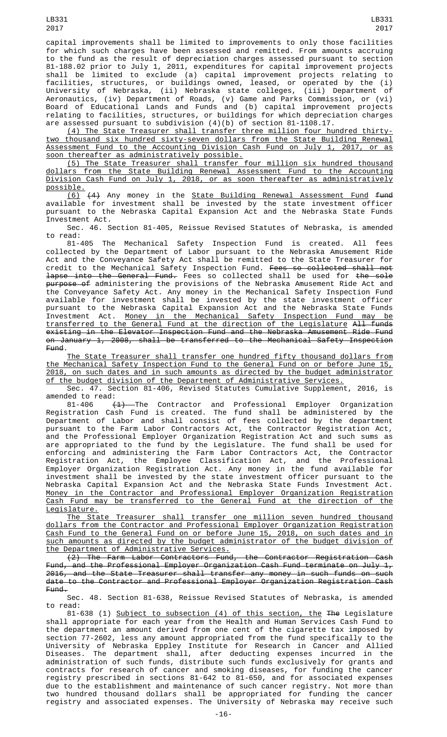capital improvements shall be limited to improvements to only those facilities for which such charges have been assessed and remitted. From amounts accruing to the fund as the result of depreciation charges assessed pursuant to section 81-188.02 prior to July 1, 2011, expenditures for capital improvement projects shall be limited to exclude (a) capital improvement projects relating to facilities, structures, or buildings owned, leased, or operated by the (i) University of Nebraska, (ii) Nebraska state colleges, (iii) Department of Aeronautics, (iv) Department of Roads, (v) Game and Parks Commission, or (vi) Board of Educational Lands and Funds and (b) capital improvement projects relating to facilities, structures, or buildings for which depreciation charges are assessed pursuant to subdivision (4)(b) of section 81-1108.17.

(4) The State Treasurer shall transfer three million four hundred thirty-two thousand six hundred sixty-seven dollars from the State Building Renewal Assessment Fund to the Accounting Division Cash Fund on July 1, 2017, or as soon thereafter as administratively possible.

(5) The State Treasurer shall transfer four million six hundred thousand dollars from the State Building Renewal Assessment Fund to the Accounting Division Cash Fund on July 1, 2018, or as soon thereafter as administratively possible.

(6) ~~(4)~~ Any money in the State Building Renewal Assessment Fund ~~fund~~ available for investment shall be invested by the state investment officer pursuant to the Nebraska Capital Expansion Act and the Nebraska State Funds Investment Act.

Sec. 46. Section 81-405, Reissue Revised Statutes of Nebraska, is amended to read:

81-405 The Mechanical Safety Inspection Fund is created. All fees collected by the Department of Labor pursuant to the Nebraska Amusement Ride Act and the Conveyance Safety Act shall be remitted to the State Treasurer for credit to the Mechanical Safety Inspection Fund. ~~Fees so collected shall not lapse into the General Fund.~~ Fees so collected shall be used for ~~the sole purpose of~~ administering the provisions of the Nebraska Amusement Ride Act and the Conveyance Safety Act. Any money in the Mechanical Safety Inspection Fund available for investment shall be invested by the state investment officer pursuant to the Nebraska Capital Expansion Act and the Nebraska State Funds Investment Act. Money in the Mechanical Safety Inspection Fund may be transferred to the General Fund at the direction of the Legislature ~~All funds existing in the Elevator Inspection Fund and the Nebraska Amusement Ride Fund on January 1, 2008, shall be transferred to the Mechanical Safety Inspection Fund~~.

The State Treasurer shall transfer one hundred fifty thousand dollars from the Mechanical Safety Inspection Fund to the General Fund on or before June 15, 2018, on such dates and in such amounts as directed by the budget administrator of the budget division of the Department of Administrative Services.

Sec. 47. Section 81-406, Revised Statutes Cumulative Supplement, 2016, is amended to read:

81-406 ~~(1)~~ The Contractor and Professional Employer Organization Registration Cash Fund is created. The fund shall be administered by the Department of Labor and shall consist of fees collected by the department pursuant to the Farm Labor Contractors Act, the Contractor Registration Act, and the Professional Employer Organization Registration Act and such sums as are appropriated to the fund by the Legislature. The fund shall be used for enforcing and administering the Farm Labor Contractors Act, the Contractor Registration Act, the Employee Classification Act, and the Professional Employer Organization Registration Act. Any money in the fund available for investment shall be invested by the state investment officer pursuant to the Nebraska Capital Expansion Act and the Nebraska State Funds Investment Act. Money in the Contractor and Professional Employer Organization Registration Cash Fund may be transferred to the General Fund at the direction of the Legislature.

The State Treasurer shall transfer one million seven hundred thousand dollars from the Contractor and Professional Employer Organization Registration Cash Fund to the General Fund on or before June 15, 2018, on such dates and in such amounts as directed by the budget administrator of the budget division of the Department of Administrative Services.

~~(2) The Farm Labor Contractors Fund, the Contractor Registration Cash Fund, and the Professional Employer Organization Cash Fund terminate on July 1, 2016, and the State Treasurer shall transfer any money in such funds on such date to the Contractor and Professional Employer Organization Registration Cash Fund.~~

Sec. 48. Section 81-638, Reissue Revised Statutes of Nebraska, is amended to read:

81-638 (1) Subject to subsection (4) of this section, the ~~The~~ Legislature shall appropriate for each year from the Health and Human Services Cash Fund to the department an amount derived from one cent of the cigarette tax imposed by section 77-2602, less any amount appropriated from the fund specifically to the University of Nebraska Eppley Institute for Research in Cancer and Allied Diseases. The department shall, after deducting expenses incurred in the administration of such funds, distribute such funds exclusively for grants and contracts for research of cancer and smoking diseases, for funding the cancer registry prescribed in sections 81-642 to 81-650, and for associated expenses due to the establishment and maintenance of such cancer registry. Not more than two hundred thousand dollars shall be appropriated for funding the cancer registry and associated expenses. The University of Nebraska may receive such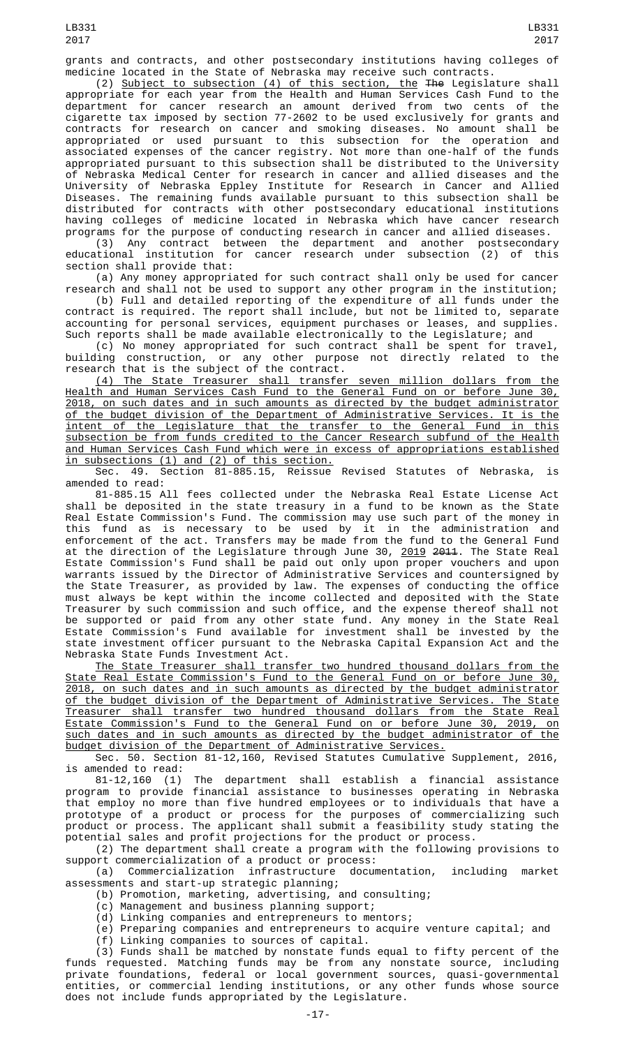grants and contracts, and other postsecondary institutions having colleges of medicine located in the State of Nebraska may receive such contracts.

(2) Subject to subsection (4) of this section, the The Legislature shall appropriate for each year from the Health and Human Services Cash Fund to the department for cancer research an amount derived from two cents of the cigarette tax imposed by section 77-2602 to be used exclusively for grants and contracts for research on cancer and smoking diseases. No amount shall be appropriated or used pursuant to this subsection for the operation and associated expenses of the cancer registry. Not more than one-half of the funds appropriated pursuant to this subsection shall be distributed to the University of Nebraska Medical Center for research in cancer and allied diseases and the University of Nebraska Eppley Institute for Research in Cancer and Allied Diseases. The remaining funds available pursuant to this subsection shall be distributed for contracts with other postsecondary educational institutions having colleges of medicine located in Nebraska which have cancer research programs for the purpose of conducting research in cancer and allied diseases.

(3) Any contract between the department and another postsecondary educational institution for cancer research under subsection (2) of this section shall provide that:

(a) Any money appropriated for such contract shall only be used for cancer research and shall not be used to support any other program in the institution;

(b) Full and detailed reporting of the expenditure of all funds under the contract is required. The report shall include, but not be limited to, separate accounting for personal services, equipment purchases or leases, and supplies. Such reports shall be made available electronically to the Legislature; and

(c) No money appropriated for such contract shall be spent for travel, building construction, or any other purpose not directly related to the research that is the subject of the contract.

(4) The State Treasurer shall transfer seven million dollars from the Health and Human Services Cash Fund to the General Fund on or before June 30, 2018, on such dates and in such amounts as directed by the budget administrator of the budget division of the Department of Administrative Services. It is the intent of the Legislature that the transfer to the General Fund in this subsection be from funds credited to the Cancer Research subfund of the Health and Human Services Cash Fund which were in excess of appropriations established in subsections (1) and (2) of this section.

Sec. 49. Section 81-885.15, Reissue Revised Statutes of Nebraska, is amended to read:

81-885.15 All fees collected under the Nebraska Real Estate License Act shall be deposited in the state treasury in a fund to be known as the State Real Estate Commission's Fund. The commission may use such part of the money in this fund as is necessary to be used by it in the administration and enforcement of the act. Transfers may be made from the fund to the General Fund at the direction of the Legislature through June 30, 2019 2011. The State Real Estate Commission's Fund shall be paid out only upon proper vouchers and upon warrants issued by the Director of Administrative Services and countersigned by the State Treasurer, as provided by law. The expenses of conducting the office must always be kept within the income collected and deposited with the State Treasurer by such commission and such office, and the expense thereof shall not be supported or paid from any other state fund. Any money in the State Real Estate Commission's Fund available for investment shall be invested by the state investment officer pursuant to the Nebraska Capital Expansion Act and the Nebraska State Funds Investment Act.

The State Treasurer shall transfer two hundred thousand dollars from the State Real Estate Commission's Fund to the General Fund on or before June 30, 2018, on such dates and in such amounts as directed by the budget administrator of the budget division of the Department of Administrative Services. The State Treasurer shall transfer two hundred thousand dollars from the State Real Estate Commission's Fund to the General Fund on or before June 30, 2019, on such dates and in such amounts as directed by the budget administrator of the budget division of the Department of Administrative Services.

Sec. 50. Section 81-12,160, Revised Statutes Cumulative Supplement, 2016, is amended to read:

81-12,160 (1) The department shall establish a financial assistance program to provide financial assistance to businesses operating in Nebraska that employ no more than five hundred employees or to individuals that have a prototype of a product or process for the purposes of commercializing such product or process. The applicant shall submit a feasibility study stating the potential sales and profit projections for the product or process.

(2) The department shall create a program with the following provisions to support commercialization of a product or process:

(a) Commercialization infrastructure documentation, including market assessments and start-up strategic planning;

(b) Promotion, marketing, advertising, and consulting;

(c) Management and business planning support;

(d) Linking companies and entrepreneurs to mentors;

(e) Preparing companies and entrepreneurs to acquire venture capital; and

(f) Linking companies to sources of capital.

(3) Funds shall be matched by nonstate funds equal to fifty percent of the funds requested. Matching funds may be from any nonstate source, including private foundations, federal or local government sources, quasi-governmental entities, or commercial lending institutions, or any other funds whose source does not include funds appropriated by the Legislature.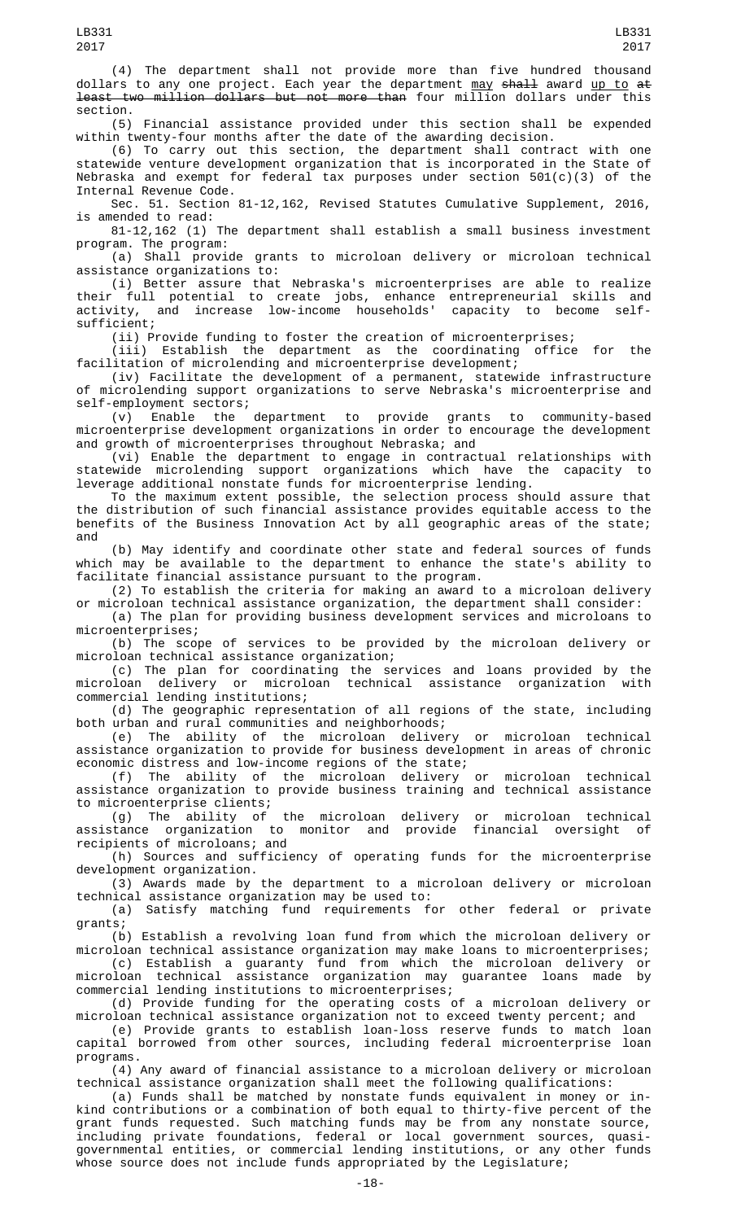(4) The department shall not provide more than five hundred thousand dollars to any one project. Each year the department <u>may</u> ~~shall~~ award <u>up to</u> ~~at least two million dollars but not more than~~ four million dollars under this section.

(5) Financial assistance provided under this section shall be expended within twenty-four months after the date of the awarding decision.

(6) To carry out this section, the department shall contract with one statewide venture development organization that is incorporated in the State of Nebraska and exempt for federal tax purposes under section 501(c)(3) of the Internal Revenue Code.

Sec. 51. Section 81-12,162, Revised Statutes Cumulative Supplement, 2016, is amended to read:

81-12,162 (1) The department shall establish a small business investment program. The program:

(a) Shall provide grants to microloan delivery or microloan technical assistance organizations to:

(i) Better assure that Nebraska's microenterprises are able to realize their full potential to create jobs, enhance entrepreneurial skills and activity, and increase low-income households' capacity to become self-sufficient;

(ii) Provide funding to foster the creation of microenterprises;

(iii) Establish the department as the coordinating office for the facilitation of microlending and microenterprise development;

(iv) Facilitate the development of a permanent, statewide infrastructure of microlending support organizations to serve Nebraska's microenterprise and self-employment sectors;

(v) Enable the department to provide grants to community-based microenterprise development organizations in order to encourage the development and growth of microenterprises throughout Nebraska; and

(vi) Enable the department to engage in contractual relationships with statewide microlending support organizations which have the capacity to leverage additional nonstate funds for microenterprise lending.

To the maximum extent possible, the selection process should assure that the distribution of such financial assistance provides equitable access to the benefits of the Business Innovation Act by all geographic areas of the state; and

(b) May identify and coordinate other state and federal sources of funds which may be available to the department to enhance the state's ability to facilitate financial assistance pursuant to the program.

(2) To establish the criteria for making an award to a microloan delivery or microloan technical assistance organization, the department shall consider:

(a) The plan for providing business development services and microloans to microenterprises;

(b) The scope of services to be provided by the microloan delivery or microloan technical assistance organization;

(c) The plan for coordinating the services and loans provided by the microloan delivery or microloan technical assistance organization with commercial lending institutions;

(d) The geographic representation of all regions of the state, including both urban and rural communities and neighborhoods;

(e) The ability of the microloan delivery or microloan technical assistance organization to provide for business development in areas of chronic economic distress and low-income regions of the state;

(f) The ability of the microloan delivery or microloan technical assistance organization to provide business training and technical assistance to microenterprise clients;

(g) The ability of the microloan delivery or microloan technical assistance organization to monitor and provide financial oversight of recipients of microloans; and

(h) Sources and sufficiency of operating funds for the microenterprise development organization.

(3) Awards made by the department to a microloan delivery or microloan technical assistance organization may be used to:

(a) Satisfy matching fund requirements for other federal or private grants;

(b) Establish a revolving loan fund from which the microloan delivery or microloan technical assistance organization may make loans to microenterprises;

(c) Establish a guaranty fund from which the microloan delivery or microloan technical assistance organization may guarantee loans made by commercial lending institutions to microenterprises;

(d) Provide funding for the operating costs of a microloan delivery or microloan technical assistance organization not to exceed twenty percent; and

(e) Provide grants to establish loan-loss reserve funds to match loan capital borrowed from other sources, including federal microenterprise loan programs.

(4) Any award of financial assistance to a microloan delivery or microloan technical assistance organization shall meet the following qualifications:

(a) Funds shall be matched by nonstate funds equivalent in money or in-kind contributions or a combination of both equal to thirty-five percent of the grant funds requested. Such matching funds may be from any nonstate source, including private foundations, federal or local government sources, quasi-governmental entities, or commercial lending institutions, or any other funds whose source does not include funds appropriated by the Legislature;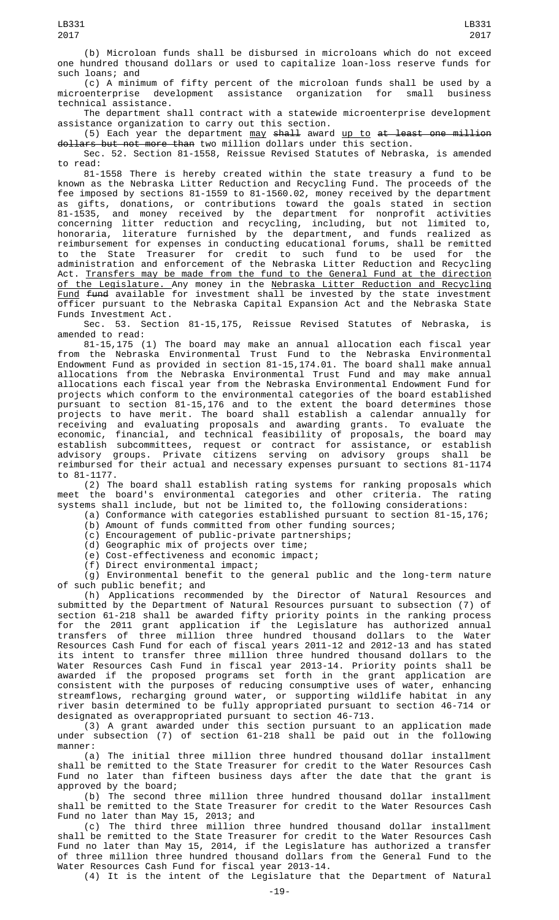(b) Microloan funds shall be disbursed in microloans which do not exceed one hundred thousand dollars or used to capitalize loan-loss reserve funds for such loans; and

(c) A minimum of fifty percent of the microloan funds shall be used by a microenterprise development assistance organization for small business technical assistance.

The department shall contract with a statewide microenterprise development assistance organization to carry out this section.

(5) Each year the department may shall award up to at least one million dollars but not more than two million dollars under this section.

Sec. 52. Section 81-1558, Reissue Revised Statutes of Nebraska, is amended to read:

81-1558 There is hereby created within the state treasury a fund to be known as the Nebraska Litter Reduction and Recycling Fund. The proceeds of the fee imposed by sections 81-1559 to 81-1560.02, money received by the department as gifts, donations, or contributions toward the goals stated in section 81-1535, and money received by the department for nonprofit activities concerning litter reduction and recycling, including, but not limited to, honoraria, literature furnished by the department, and funds realized as reimbursement for expenses in conducting educational forums, shall be remitted to the State Treasurer for credit to such fund to be used for the administration and enforcement of the Nebraska Litter Reduction and Recycling Act. Transfers may be made from the fund to the General Fund at the direction of the Legislature. Any money in the Nebraska Litter Reduction and Recycling Fund fund available for investment shall be invested by the state investment officer pursuant to the Nebraska Capital Expansion Act and the Nebraska State Funds Investment Act.

Sec. 53. Section 81-15,175, Reissue Revised Statutes of Nebraska, is amended to read:

81-15,175 (1) The board may make an annual allocation each fiscal year from the Nebraska Environmental Trust Fund to the Nebraska Environmental Endowment Fund as provided in section 81-15,174.01. The board shall make annual allocations from the Nebraska Environmental Trust Fund and may make annual allocations each fiscal year from the Nebraska Environmental Endowment Fund for projects which conform to the environmental categories of the board established pursuant to section 81-15,176 and to the extent the board determines those projects to have merit. The board shall establish a calendar annually for receiving and evaluating proposals and awarding grants. To evaluate the economic, financial, and technical feasibility of proposals, the board may establish subcommittees, request or contract for assistance, or establish advisory groups. Private citizens serving on advisory groups shall be reimbursed for their actual and necessary expenses pursuant to sections 81-1174 to 81-1177.

(2) The board shall establish rating systems for ranking proposals which meet the board's environmental categories and other criteria. The rating systems shall include, but not be limited to, the following considerations:

(a) Conformance with categories established pursuant to section 81-15,176;

(b) Amount of funds committed from other funding sources;

(c) Encouragement of public-private partnerships;

(d) Geographic mix of projects over time;

(e) Cost-effectiveness and economic impact;

(f) Direct environmental impact;

(g) Environmental benefit to the general public and the long-term nature of such public benefit; and

(h) Applications recommended by the Director of Natural Resources and submitted by the Department of Natural Resources pursuant to subsection (7) of section 61-218 shall be awarded fifty priority points in the ranking process for the 2011 grant application if the Legislature has authorized annual transfers of three million three hundred thousand dollars to the Water Resources Cash Fund for each of fiscal years 2011-12 and 2012-13 and has stated its intent to transfer three million three hundred thousand dollars to the Water Resources Cash Fund in fiscal year 2013-14. Priority points shall be awarded if the proposed programs set forth in the grant application are consistent with the purposes of reducing consumptive uses of water, enhancing streamflows, recharging ground water, or supporting wildlife habitat in any river basin determined to be fully appropriated pursuant to section 46-714 or designated as overappropriated pursuant to section 46-713.

(3) A grant awarded under this section pursuant to an application made under subsection (7) of section 61-218 shall be paid out in the following manner:

(a) The initial three million three hundred thousand dollar installment shall be remitted to the State Treasurer for credit to the Water Resources Cash Fund no later than fifteen business days after the date that the grant is approved by the board;

(b) The second three million three hundred thousand dollar installment shall be remitted to the State Treasurer for credit to the Water Resources Cash Fund no later than May 15, 2013; and

(c) The third three million three hundred thousand dollar installment shall be remitted to the State Treasurer for credit to the Water Resources Cash Fund no later than May 15, 2014, if the Legislature has authorized a transfer of three million three hundred thousand dollars from the General Fund to the Water Resources Cash Fund for fiscal year 2013-14.

(4) It is the intent of the Legislature that the Department of Natural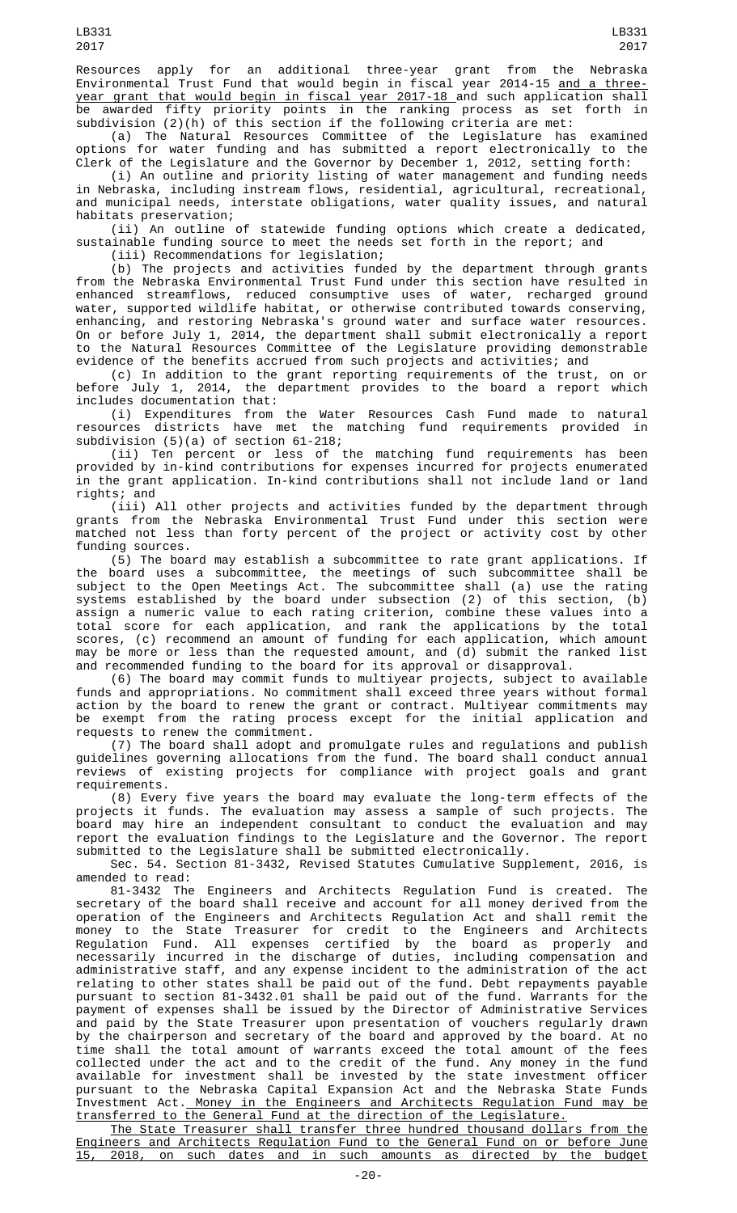Resources apply for an additional three-year grant from the Nebraska Environmental Trust Fund that would begin in fiscal year 2014-15 and a three-year grant that would begin in fiscal year 2017-18 and such application shall be awarded fifty priority points in the ranking process as set forth in subdivision (2)(h) of this section if the following criteria are met:

(a) The Natural Resources Committee of the Legislature has examined options for water funding and has submitted a report electronically to the Clerk of the Legislature and the Governor by December 1, 2012, setting forth:

(i) An outline and priority listing of water management and funding needs in Nebraska, including instream flows, residential, agricultural, recreational, and municipal needs, interstate obligations, water quality issues, and natural habitats preservation;

(ii) An outline of statewide funding options which create a dedicated, sustainable funding source to meet the needs set forth in the report; and

(iii) Recommendations for legislation;

(b) The projects and activities funded by the department through grants from the Nebraska Environmental Trust Fund under this section have resulted in enhanced streamflows, reduced consumptive uses of water, recharged ground water, supported wildlife habitat, or otherwise contributed towards conserving, enhancing, and restoring Nebraska's ground water and surface water resources. On or before July 1, 2014, the department shall submit electronically a report to the Natural Resources Committee of the Legislature providing demonstrable evidence of the benefits accrued from such projects and activities; and

(c) In addition to the grant reporting requirements of the trust, on or before July 1, 2014, the department provides to the board a report which includes documentation that:

(i) Expenditures from the Water Resources Cash Fund made to natural resources districts have met the matching fund requirements provided in subdivision (5)(a) of section 61-218;

(ii) Ten percent or less of the matching fund requirements has been provided by in-kind contributions for expenses incurred for projects enumerated in the grant application. In-kind contributions shall not include land or land rights; and

(iii) All other projects and activities funded by the department through grants from the Nebraska Environmental Trust Fund under this section were matched not less than forty percent of the project or activity cost by other funding sources.

(5) The board may establish a subcommittee to rate grant applications. If the board uses a subcommittee, the meetings of such subcommittee shall be subject to the Open Meetings Act. The subcommittee shall (a) use the rating systems established by the board under subsection (2) of this section, (b) assign a numeric value to each rating criterion, combine these values into a total score for each application, and rank the applications by the total scores, (c) recommend an amount of funding for each application, which amount may be more or less than the requested amount, and (d) submit the ranked list and recommended funding to the board for its approval or disapproval.

(6) The board may commit funds to multiyear projects, subject to available funds and appropriations. No commitment shall exceed three years without formal action by the board to renew the grant or contract. Multiyear commitments may be exempt from the rating process except for the initial application and requests to renew the commitment.

(7) The board shall adopt and promulgate rules and regulations and publish guidelines governing allocations from the fund. The board shall conduct annual reviews of existing projects for compliance with project goals and grant requirements.

(8) Every five years the board may evaluate the long-term effects of the projects it funds. The evaluation may assess a sample of such projects. The board may hire an independent consultant to conduct the evaluation and may report the evaluation findings to the Legislature and the Governor. The report submitted to the Legislature shall be submitted electronically.

Sec. 54. Section 81-3432, Revised Statutes Cumulative Supplement, 2016, is amended to read:

81-3432 The Engineers and Architects Regulation Fund is created. The secretary of the board shall receive and account for all money derived from the operation of the Engineers and Architects Regulation Act and shall remit the money to the State Treasurer for credit to the Engineers and Architects Regulation Fund. All expenses certified by the board as properly and necessarily incurred in the discharge of duties, including compensation and administrative staff, and any expense incident to the administration of the act relating to other states shall be paid out of the fund. Debt repayments payable pursuant to section 81-3432.01 shall be paid out of the fund. Warrants for the payment of expenses shall be issued by the Director of Administrative Services and paid by the State Treasurer upon presentation of vouchers regularly drawn by the chairperson and secretary of the board and approved by the board. At no time shall the total amount of warrants exceed the total amount of the fees collected under the act and to the credit of the fund. Any money in the fund available for investment shall be invested by the state investment officer pursuant to the Nebraska Capital Expansion Act and the Nebraska State Funds Investment Act. Money in the Engineers and Architects Regulation Fund may be transferred to the General Fund at the direction of the Legislature.

The State Treasurer shall transfer three hundred thousand dollars from the Engineers and Architects Regulation Fund to the General Fund on or before June 15, 2018, on such dates and in such amounts as directed by the budget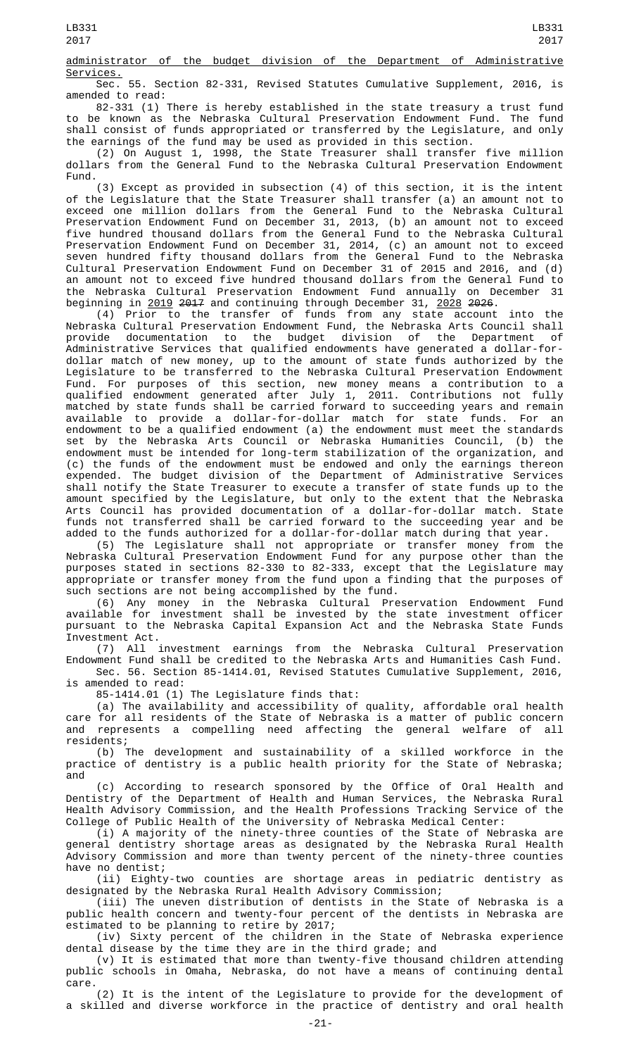administrator of the budget division of the Department of Administrative Services.

Sec. 55. Section 82-331, Revised Statutes Cumulative Supplement, 2016, is amended to read:

82-331 (1) There is hereby established in the state treasury a trust fund to be known as the Nebraska Cultural Preservation Endowment Fund. The fund shall consist of funds appropriated or transferred by the Legislature, and only the earnings of the fund may be used as provided in this section.

(2) On August 1, 1998, the State Treasurer shall transfer five million dollars from the General Fund to the Nebraska Cultural Preservation Endowment Fund.

(3) Except as provided in subsection (4) of this section, it is the intent of the Legislature that the State Treasurer shall transfer (a) an amount not to exceed one million dollars from the General Fund to the Nebraska Cultural Preservation Endowment Fund on December 31, 2013, (b) an amount not to exceed five hundred thousand dollars from the General Fund to the Nebraska Cultural Preservation Endowment Fund on December 31, 2014, (c) an amount not to exceed seven hundred fifty thousand dollars from the General Fund to the Nebraska Cultural Preservation Endowment Fund on December 31 of 2015 and 2016, and (d) an amount not to exceed five hundred thousand dollars from the General Fund to the Nebraska Cultural Preservation Endowment Fund annually on December 31 beginning in 2019 ~~2017~~ and continuing through December 31, 2028 ~~2026~~.

(4) Prior to the transfer of funds from any state account into the Nebraska Cultural Preservation Endowment Fund, the Nebraska Arts Council shall provide documentation to the budget division of the Department of Administrative Services that qualified endowments have generated a dollar-for-dollar match of new money, up to the amount of state funds authorized by the Legislature to be transferred to the Nebraska Cultural Preservation Endowment Fund. For purposes of this section, new money means a contribution to a qualified endowment generated after July 1, 2011. Contributions not fully matched by state funds shall be carried forward to succeeding years and remain available to provide a dollar-for-dollar match for state funds. For an endowment to be a qualified endowment (a) the endowment must meet the standards set by the Nebraska Arts Council or Nebraska Humanities Council, (b) the endowment must be intended for long-term stabilization of the organization, and (c) the funds of the endowment must be endowed and only the earnings thereon expended. The budget division of the Department of Administrative Services shall notify the State Treasurer to execute a transfer of state funds up to the amount specified by the Legislature, but only to the extent that the Nebraska Arts Council has provided documentation of a dollar-for-dollar match. State funds not transferred shall be carried forward to the succeeding year and be added to the funds authorized for a dollar-for-dollar match during that year.

(5) The Legislature shall not appropriate or transfer money from the Nebraska Cultural Preservation Endowment Fund for any purpose other than the purposes stated in sections 82-330 to 82-333, except that the Legislature may appropriate or transfer money from the fund upon a finding that the purposes of such sections are not being accomplished by the fund.

(6) Any money in the Nebraska Cultural Preservation Endowment Fund available for investment shall be invested by the state investment officer pursuant to the Nebraska Capital Expansion Act and the Nebraska State Funds Investment Act.

(7) All investment earnings from the Nebraska Cultural Preservation Endowment Fund shall be credited to the Nebraska Arts and Humanities Cash Fund.

Sec. 56. Section 85-1414.01, Revised Statutes Cumulative Supplement, 2016, is amended to read:

85-1414.01 (1) The Legislature finds that:

(a) The availability and accessibility of quality, affordable oral health care for all residents of the State of Nebraska is a matter of public concern and represents a compelling need affecting the general welfare of all residents;

(b) The development and sustainability of a skilled workforce in the practice of dentistry is a public health priority for the State of Nebraska; and

(c) According to research sponsored by the Office of Oral Health and Dentistry of the Department of Health and Human Services, the Nebraska Rural Health Advisory Commission, and the Health Professions Tracking Service of the College of Public Health of the University of Nebraska Medical Center:

(i) A majority of the ninety-three counties of the State of Nebraska are general dentistry shortage areas as designated by the Nebraska Rural Health Advisory Commission and more than twenty percent of the ninety-three counties have no dentist;

(ii) Eighty-two counties are shortage areas in pediatric dentistry as designated by the Nebraska Rural Health Advisory Commission;

(iii) The uneven distribution of dentists in the State of Nebraska is a public health concern and twenty-four percent of the dentists in Nebraska are estimated to be planning to retire by 2017;

(iv) Sixty percent of the children in the State of Nebraska experience dental disease by the time they are in the third grade; and

(v) It is estimated that more than twenty-five thousand children attending public schools in Omaha, Nebraska, do not have a means of continuing dental care.

(2) It is the intent of the Legislature to provide for the development of a skilled and diverse workforce in the practice of dentistry and oral health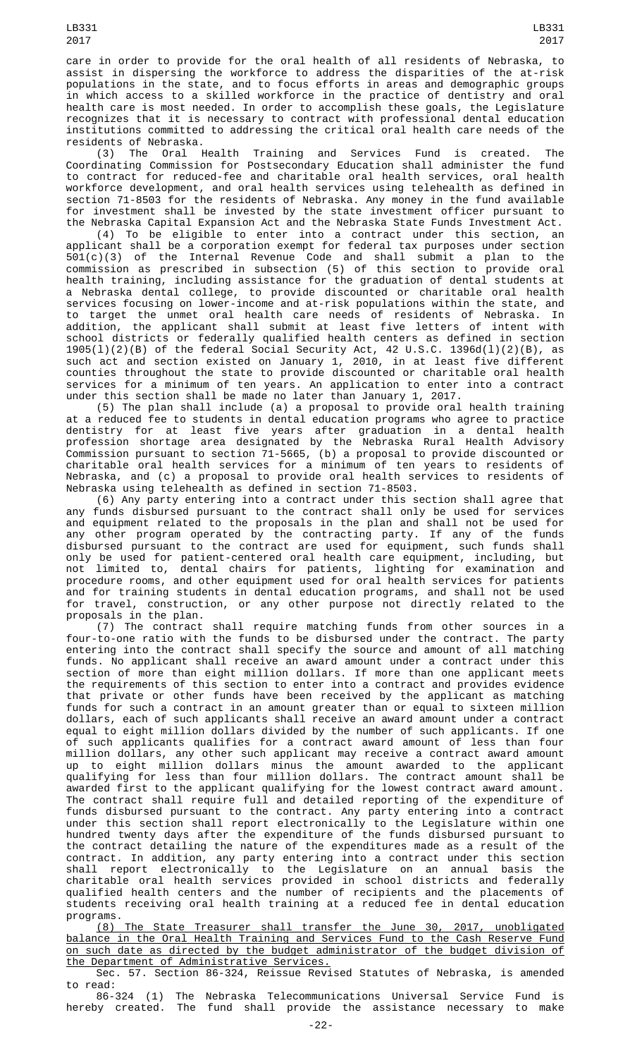care in order to provide for the oral health of all residents of Nebraska, to assist in dispersing the workforce to address the disparities of the at-risk populations in the state, and to focus efforts in areas and demographic groups in which access to a skilled workforce in the practice of dentistry and oral health care is most needed. In order to accomplish these goals, the Legislature recognizes that it is necessary to contract with professional dental education institutions committed to addressing the critical oral health care needs of the residents of Nebraska.

(3) The Oral Health Training and Services Fund is created. The Coordinating Commission for Postsecondary Education shall administer the fund to contract for reduced-fee and charitable oral health services, oral health workforce development, and oral health services using telehealth as defined in section 71-8503 for the residents of Nebraska. Any money in the fund available for investment shall be invested by the state investment officer pursuant to the Nebraska Capital Expansion Act and the Nebraska State Funds Investment Act.

(4) To be eligible to enter into a contract under this section, an applicant shall be a corporation exempt for federal tax purposes under section 501(c)(3) of the Internal Revenue Code and shall submit a plan to the commission as prescribed in subsection (5) of this section to provide oral health training, including assistance for the graduation of dental students at a Nebraska dental college, to provide discounted or charitable oral health services focusing on lower-income and at-risk populations within the state, and to target the unmet oral health care needs of residents of Nebraska. In addition, the applicant shall submit at least five letters of intent with school districts or federally qualified health centers as defined in section 1905(l)(2)(B) of the federal Social Security Act, 42 U.S.C. 1396d(l)(2)(B), as such act and section existed on January 1, 2010, in at least five different counties throughout the state to provide discounted or charitable oral health services for a minimum of ten years. An application to enter into a contract under this section shall be made no later than January 1, 2017.

(5) The plan shall include (a) a proposal to provide oral health training at a reduced fee to students in dental education programs who agree to practice dentistry for at least five years after graduation in a dental health profession shortage area designated by the Nebraska Rural Health Advisory Commission pursuant to section 71-5665, (b) a proposal to provide discounted or charitable oral health services for a minimum of ten years to residents of Nebraska, and (c) a proposal to provide oral health services to residents of Nebraska using telehealth as defined in section 71-8503.

(6) Any party entering into a contract under this section shall agree that any funds disbursed pursuant to the contract shall only be used for services and equipment related to the proposals in the plan and shall not be used for any other program operated by the contracting party. If any of the funds disbursed pursuant to the contract are used for equipment, such funds shall only be used for patient-centered oral health care equipment, including, but not limited to, dental chairs for patients, lighting for examination and procedure rooms, and other equipment used for oral health services for patients and for training students in dental education programs, and shall not be used for travel, construction, or any other purpose not directly related to the proposals in the plan.

(7) The contract shall require matching funds from other sources in a four-to-one ratio with the funds to be disbursed under the contract. The party entering into the contract shall specify the source and amount of all matching funds. No applicant shall receive an award amount under a contract under this section of more than eight million dollars. If more than one applicant meets the requirements of this section to enter into a contract and provides evidence that private or other funds have been received by the applicant as matching funds for such a contract in an amount greater than or equal to sixteen million dollars, each of such applicants shall receive an award amount under a contract equal to eight million dollars divided by the number of such applicants. If one of such applicants qualifies for a contract award amount of less than four million dollars, any other such applicant may receive a contract award amount up to eight million dollars minus the amount awarded to the applicant qualifying for less than four million dollars. The contract amount shall be awarded first to the applicant qualifying for the lowest contract award amount. The contract shall require full and detailed reporting of the expenditure of funds disbursed pursuant to the contract. Any party entering into a contract under this section shall report electronically to the Legislature within one hundred twenty days after the expenditure of the funds disbursed pursuant to the contract detailing the nature of the expenditures made as a result of the contract. In addition, any party entering into a contract under this section shall report electronically to the Legislature on an annual basis the charitable oral health services provided in school districts and federally qualified health centers and the number of recipients and the placements of students receiving oral health training at a reduced fee in dental education programs.

<u>(8) The State Treasurer shall transfer the June 30, 2017, unobligated balance in the Oral Health Training and Services Fund to the Cash Reserve Fund on such date as directed by the budget administrator of the budget division of the Department of Administrative Services.</u>

Sec. 57. Section 86-324, Reissue Revised Statutes of Nebraska, is amended to read:

86-324 (1) The Nebraska Telecommunications Universal Service Fund is hereby created. The fund shall provide the assistance necessary to make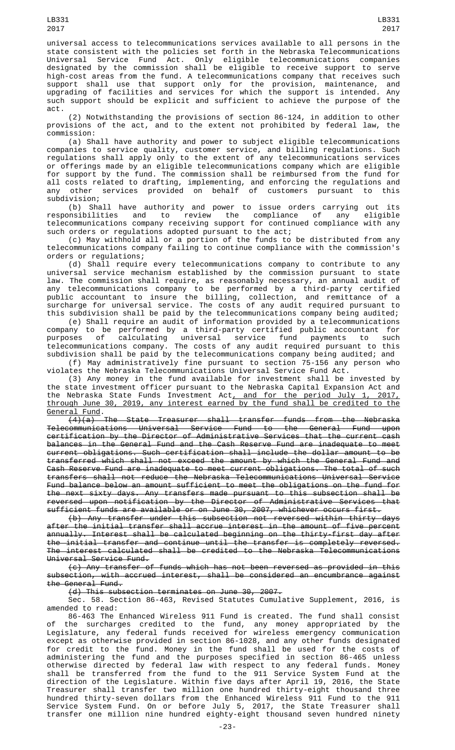universal access to telecommunications services available to all persons in the state consistent with the policies set forth in the Nebraska Telecommunications Universal Service Fund Act. Only eligible telecommunications companies designated by the commission shall be eligible to receive support to serve high-cost areas from the fund. A telecommunications company that receives such support shall use that support only for the provision, maintenance, and upgrading of facilities and services for which the support is intended. Any such support should be explicit and sufficient to achieve the purpose of the act.

(2) Notwithstanding the provisions of section 86-124, in addition to other provisions of the act, and to the extent not prohibited by federal law, the commission:

(a) Shall have authority and power to subject eligible telecommunications companies to service quality, customer service, and billing regulations. Such regulations shall apply only to the extent of any telecommunications services or offerings made by an eligible telecommunications company which are eligible for support by the fund. The commission shall be reimbursed from the fund for all costs related to drafting, implementing, and enforcing the regulations and any other services provided on behalf of customers pursuant to this subdivision;

(b) Shall have authority and power to issue orders carrying out its responsibilities and to review the compliance of any eligible telecommunications company receiving support for continued compliance with any such orders or regulations adopted pursuant to the act;

(c) May withhold all or a portion of the funds to be distributed from any telecommunications company failing to continue compliance with the commission's orders or regulations;

(d) Shall require every telecommunications company to contribute to any universal service mechanism established by the commission pursuant to state law. The commission shall require, as reasonably necessary, an annual audit of any telecommunications company to be performed by a third-party certified public accountant to insure the billing, collection, and remittance of a surcharge for universal service. The costs of any audit required pursuant to this subdivision shall be paid by the telecommunications company being audited;

(e) Shall require an audit of information provided by a telecommunications company to be performed by a third-party certified public accountant for purposes of calculating universal service fund payments to such telecommunications company. The costs of any audit required pursuant to this subdivision shall be paid by the telecommunications company being audited; and

(f) May administratively fine pursuant to section 75-156 any person who violates the Nebraska Telecommunications Universal Service Fund Act.

(3) Any money in the fund available for investment shall be invested by the state investment officer pursuant to the Nebraska Capital Expansion Act and the Nebraska State Funds Investment Act, and for the period July 1, 2017, through June 30, 2019, any interest earned by the fund shall be credited to the General Fund.

~~(4)(a) The State Treasurer shall transfer funds from the Nebraska Telecommunications Universal Service Fund to the General Fund upon certification by the Director of Administrative Services that the current cash balances in the General Fund and the Cash Reserve Fund are inadequate to meet current obligations. Such certification shall include the dollar amount to be transferred which shall not exceed the amount by which the General Fund and Cash Reserve Fund are inadequate to meet current obligations. The total of such transfers shall not reduce the Nebraska Telecommunications Universal Service Fund balance below an amount sufficient to meet the obligations on the fund for the next sixty days. Any transfers made pursuant to this subsection shall be reversed upon notification by the Director of Administrative Services that sufficient funds are available or on June 30, 2007, whichever occurs first.~~

~~(b) Any transfer under this subsection not reversed within thirty days after the initial transfer shall accrue interest in the amount of five percent annually. Interest shall be calculated beginning on the thirty-first day after the initial transfer and continue until the transfer is completely reversed. The interest calculated shall be credited to the Nebraska Telecommunications Universal Service Fund.~~

~~(c) Any transfer of funds which has not been reversed as provided in this subsection, with accrued interest, shall be considered an encumbrance against the General Fund.~~

~~(d) This subsection terminates on June 30, 2007.~~

Sec. 58. Section 86-463, Revised Statutes Cumulative Supplement, 2016, is amended to read:

86-463 The Enhanced Wireless 911 Fund is created. The fund shall consist of the surcharges credited to the fund, any money appropriated by the Legislature, any federal funds received for wireless emergency communication except as otherwise provided in section 86-1028, and any other funds designated for credit to the fund. Money in the fund shall be used for the costs of administering the fund and the purposes specified in section 86-465 unless otherwise directed by federal law with respect to any federal funds. Money shall be transferred from the fund to the 911 Service System Fund at the direction of the Legislature. Within five days after April 19, 2016, the State Treasurer shall transfer two million one hundred thirty-eight thousand three hundred thirty-seven dollars from the Enhanced Wireless 911 Fund to the 911 Service System Fund. On or before July 5, 2017, the State Treasurer shall transfer one million nine hundred eighty-eight thousand seven hundred ninety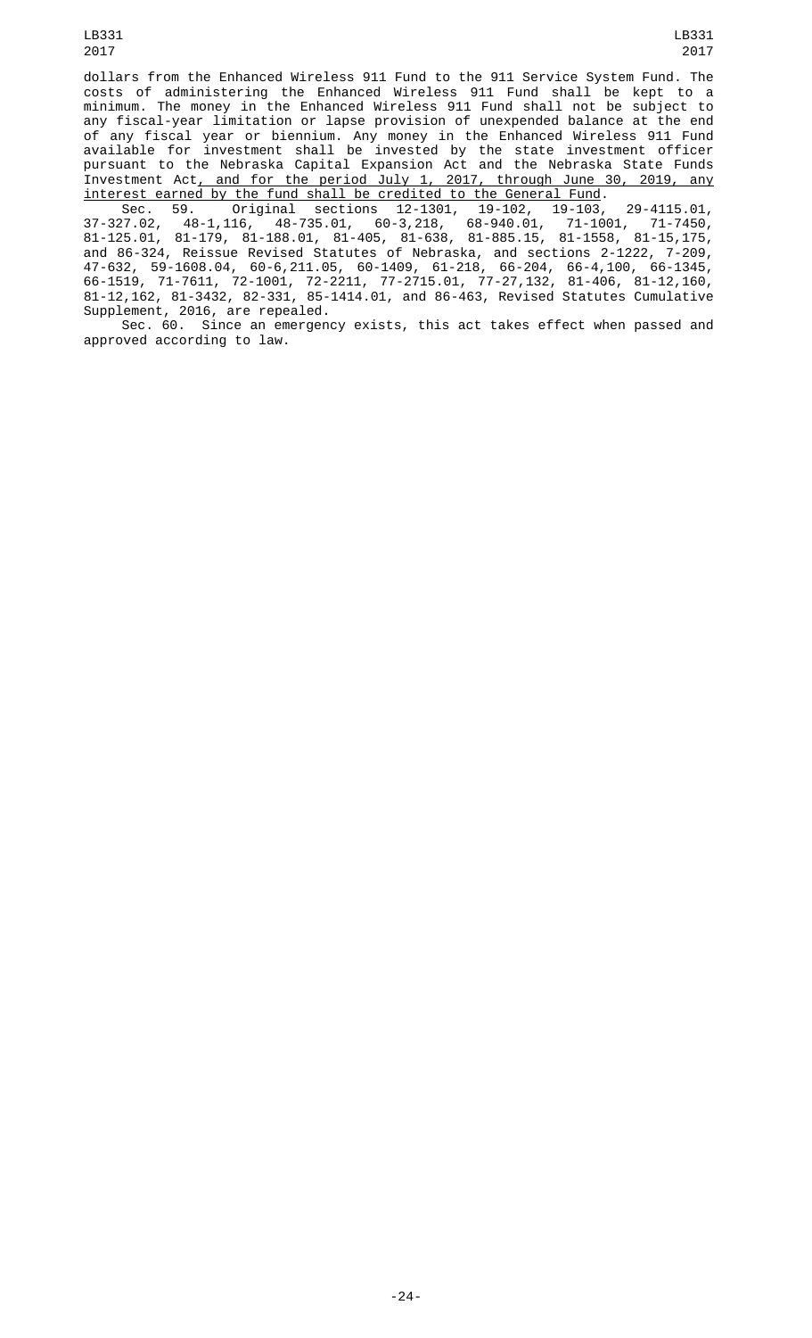dollars from the Enhanced Wireless 911 Fund to the 911 Service System Fund. The costs of administering the Enhanced Wireless 911 Fund shall be kept to a minimum. The money in the Enhanced Wireless 911 Fund shall not be subject to any fiscal-year limitation or lapse provision of unexpended balance at the end of any fiscal year or biennium. Any money in the Enhanced Wireless 911 Fund available for investment shall be invested by the state investment officer pursuant to the Nebraska Capital Expansion Act and the Nebraska State Funds Investment Act, and for the period July 1, 2017, through June 30, 2019, any interest earned by the fund shall be credited to the General Fund.

Sec. 59. Original sections 12-1301, 19-102, 19-103, 29-4115.01, 37-327.02, 48-1,116, 48-735.01, 60-3,218, 68-940.01, 71-1001, 71-7450, 81-125.01, 81-179, 81-188.01, 81-405, 81-638, 81-885.15, 81-1558, 81-15,175, and 86-324, Reissue Revised Statutes of Nebraska, and sections 2-1222, 7-209, 47-632, 59-1608.04, 60-6,211.05, 60-1409, 61-218, 66-204, 66-4,100, 66-1345, 66-1519, 71-7611, 72-1001, 72-2211, 77-2715.01, 77-27,132, 81-406, 81-12,160, 81-12,162, 81-3432, 82-331, 85-1414.01, and 86-463, Revised Statutes Cumulative Supplement, 2016, are repealed.

Sec. 60. Since an emergency exists, this act takes effect when passed and approved according to law.